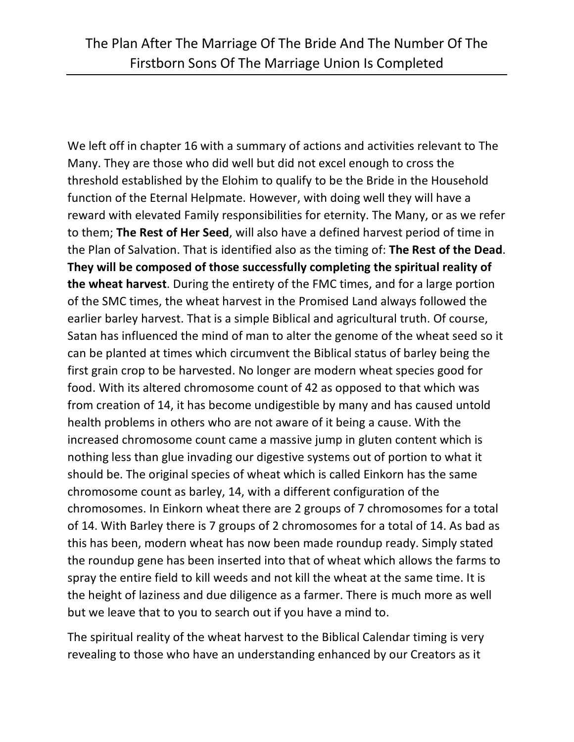# The Plan After The Marriage Of The Bride And The Number Of The Firstborn Sons Of The Marriage Union Is Completed

We left off in chapter 16 with a summary of actions and activities relevant to The Many. They are those who did well but did not excel enough to cross the threshold established by the Elohim to qualify to be the Bride in the Household function of the Eternal Helpmate. However, with doing well they will have a reward with elevated Family responsibilities for eternity. The Many, or as we refer to them; **The Rest of Her Seed**, will also have a defined harvest period of time in the Plan of Salvation. That is identified also as the timing of: **The Rest of the Dead**. **They will be composed of those successfully completing the spiritual reality of the wheat harvest**. During the entirety of the FMC times, and for a large portion of the SMC times, the wheat harvest in the Promised Land always followed the earlier barley harvest. That is a simple Biblical and agricultural truth. Of course, Satan has influenced the mind of man to alter the genome of the wheat seed so it can be planted at times which circumvent the Biblical status of barley being the first grain crop to be harvested. No longer are modern wheat species good for food. With its altered chromosome count of 42 as opposed to that which was from creation of 14, it has become undigestible by many and has caused untold health problems in others who are not aware of it being a cause. With the increased chromosome count came a massive jump in gluten content which is nothing less than glue invading our digestive systems out of portion to what it should be. The original species of wheat which is called Einkorn has the same chromosome count as barley, 14, with a different configuration of the chromosomes. In Einkorn wheat there are 2 groups of 7 chromosomes for a total of 14. With Barley there is 7 groups of 2 chromosomes for a total of 14. As bad as this has been, modern wheat has now been made roundup ready. Simply stated the roundup gene has been inserted into that of wheat which allows the farms to spray the entire field to kill weeds and not kill the wheat at the same time. It is the height of laziness and due diligence as a farmer. There is much more as well but we leave that to you to search out if you have a mind to.

The spiritual reality of the wheat harvest to the Biblical Calendar timing is very revealing to those who have an understanding enhanced by our Creators as it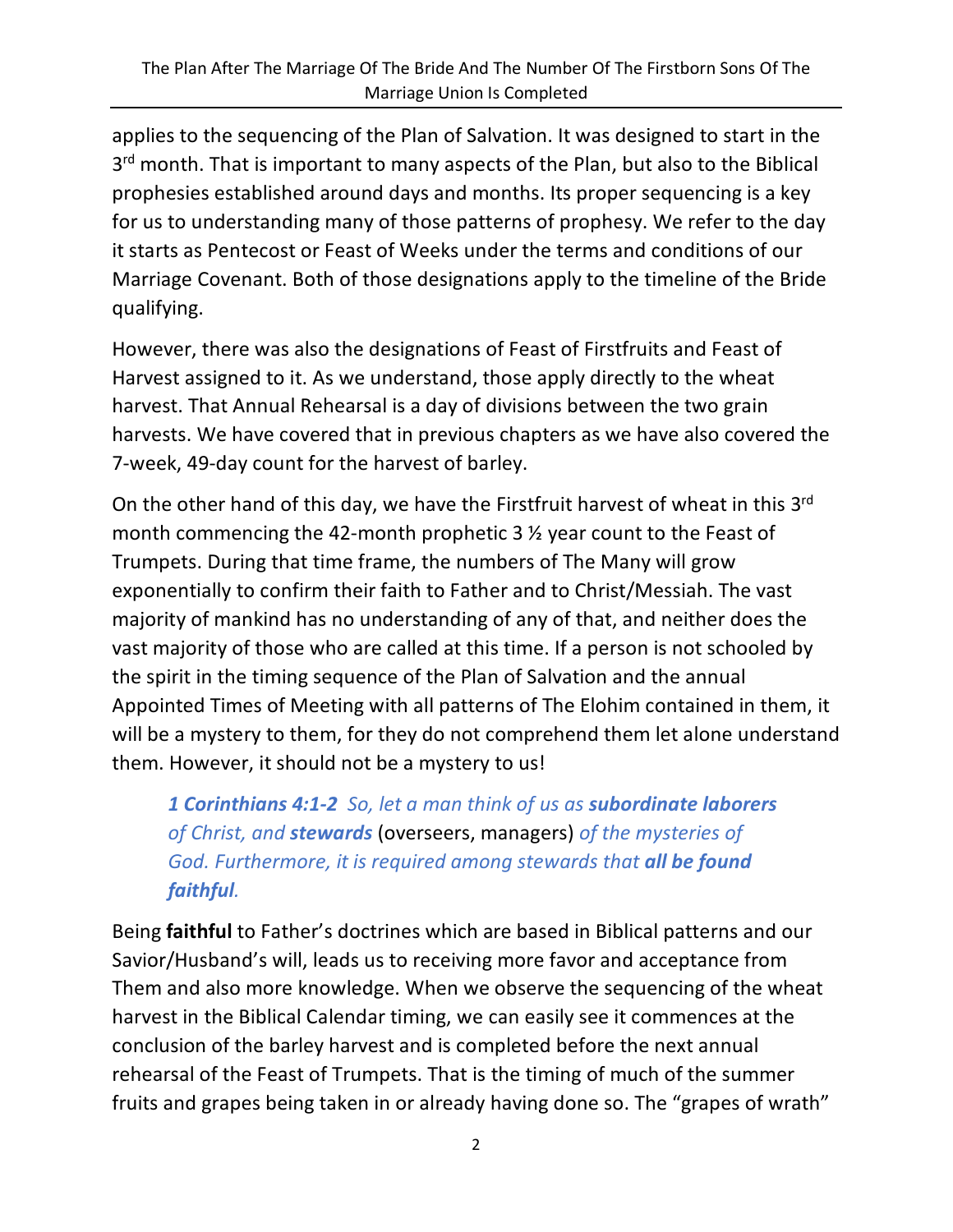applies to the sequencing of the Plan of Salvation. It was designed to start in the 3rd month. That is important to many aspects of the Plan, but also to the Biblical prophesies established around days and months. Its proper sequencing is a key for us to understanding many of those patterns of prophesy. We refer to the day it starts as Pentecost or Feast of Weeks under the terms and conditions of our Marriage Covenant. Both of those designations apply to the timeline of the Bride qualifying.

However, there was also the designations of Feast of Firstfruits and Feast of Harvest assigned to it. As we understand, those apply directly to the wheat harvest. That Annual Rehearsal is a day of divisions between the two grain harvests. We have covered that in previous chapters as we have also covered the 7-week, 49-day count for the harvest of barley.

On the other hand of this day, we have the Firstfruit harvest of wheat in this 3rd month commencing the 42-month prophetic 3 ½ year count to the Feast of Trumpets. During that time frame, the numbers of The Many will grow exponentially to confirm their faith to Father and to Christ/Messiah. The vast majority of mankind has no understanding of any of that, and neither does the vast majority of those who are called at this time. If a person is not schooled by the spirit in the timing sequence of the Plan of Salvation and the annual Appointed Times of Meeting with all patterns of The Elohim contained in them, it will be a mystery to them, for they do not comprehend them let alone understand them. However, it should not be a mystery to us!

> ***1 Corinthians 4:1-2*** *So, let a man think of us as* ***subordinate laborers*** *of Christ, and* ***stewards*** (overseers, managers) *of the mysteries of God. Furthermore, it is required among stewards that* ***all be found faithful****.*

Being **faithful** to Father's doctrines which are based in Biblical patterns and our Savior/Husband's will, leads us to receiving more favor and acceptance from Them and also more knowledge. When we observe the sequencing of the wheat harvest in the Biblical Calendar timing, we can easily see it commences at the conclusion of the barley harvest and is completed before the next annual rehearsal of the Feast of Trumpets. That is the timing of much of the summer fruits and grapes being taken in or already having done so. The "grapes of wrath"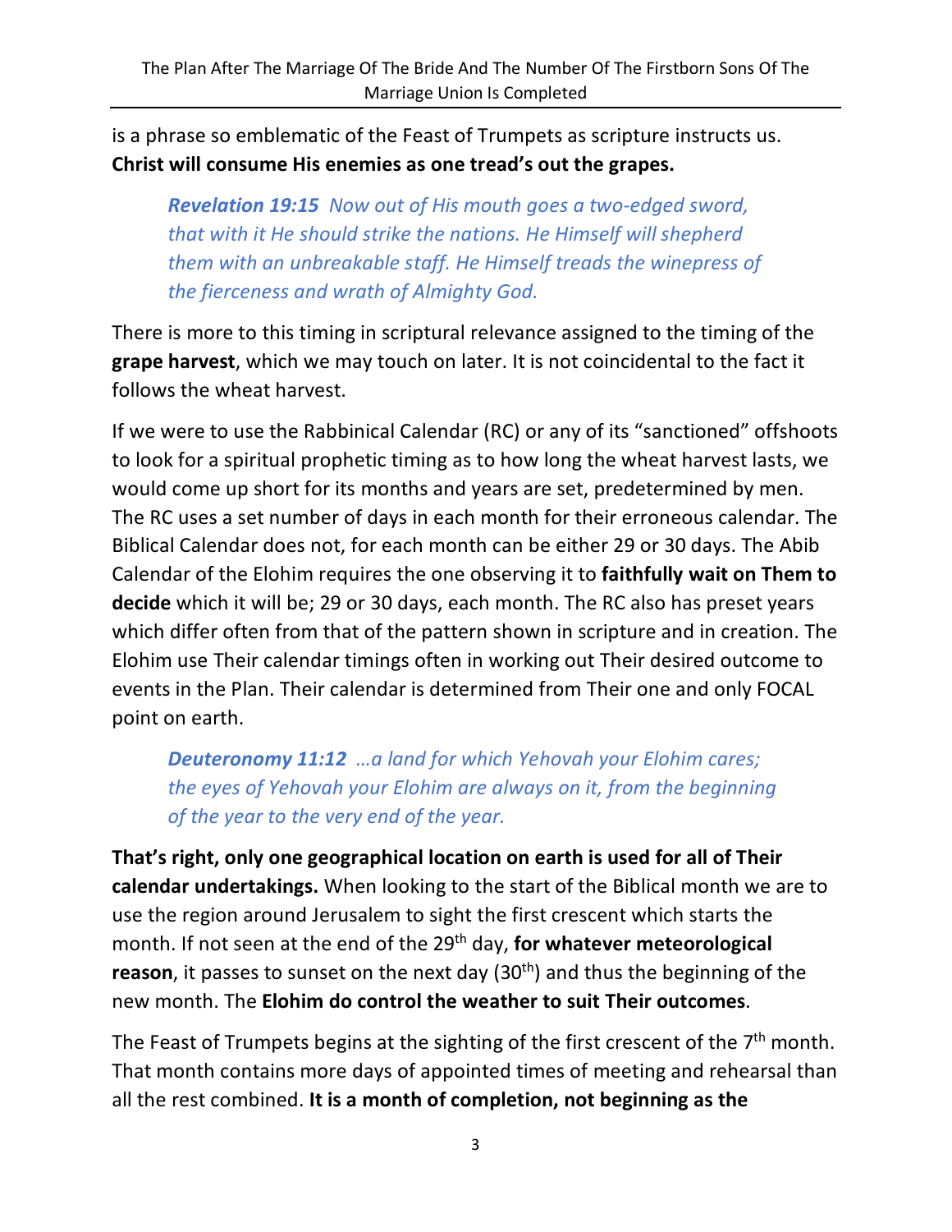is a phrase so emblematic of the Feast of Trumpets as scripture instructs us. **Christ will consume His enemies as one tread's out the grapes.**

> ***Revelation 19:15*** *Now out of His mouth goes a two-edged sword, that with it He should strike the nations. He Himself will shepherd them with an unbreakable staff. He Himself treads the winepress of the fierceness and wrath of Almighty God.*

There is more to this timing in scriptural relevance assigned to the timing of the **grape harvest**, which we may touch on later. It is not coincidental to the fact it follows the wheat harvest.

If we were to use the Rabbinical Calendar (RC) or any of its "sanctioned" offshoots to look for a spiritual prophetic timing as to how long the wheat harvest lasts, we would come up short for its months and years are set, predetermined by men. The RC uses a set number of days in each month for their erroneous calendar. The Biblical Calendar does not, for each month can be either 29 or 30 days. The Abib Calendar of the Elohim requires the one observing it to **faithfully wait on Them to decide** which it will be; 29 or 30 days, each month. The RC also has preset years which differ often from that of the pattern shown in scripture and in creation. The Elohim use Their calendar timings often in working out Their desired outcome to events in the Plan. Their calendar is determined from Their one and only FOCAL point on earth.

> ***Deuteronomy 11:12*** *…a land for which Yehovah your Elohim cares; the eyes of Yehovah your Elohim are always on it, from the beginning of the year to the very end of the year.*

**That's right, only one geographical location on earth is used for all of Their calendar undertakings.** When looking to the start of the Biblical month we are to use the region around Jerusalem to sight the first crescent which starts the month. If not seen at the end of the 29th day, **for whatever meteorological reason**, it passes to sunset on the next day (30th) and thus the beginning of the new month. The **Elohim do control the weather to suit Their outcomes**.

The Feast of Trumpets begins at the sighting of the first crescent of the 7th month. That month contains more days of appointed times of meeting and rehearsal than all the rest combined. **It is a month of completion, not beginning as the**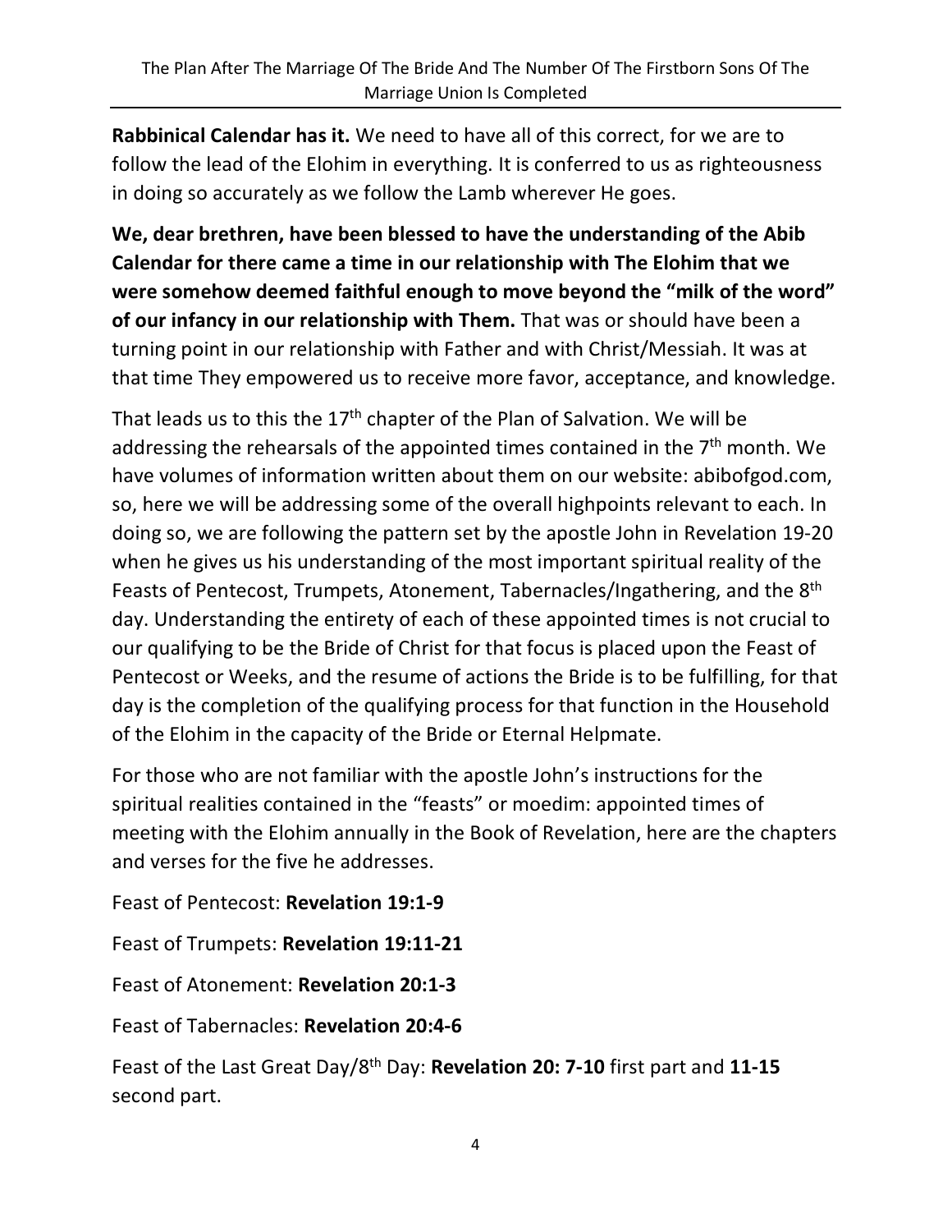**Rabbinical Calendar has it.** We need to have all of this correct, for we are to follow the lead of the Elohim in everything. It is conferred to us as righteousness in doing so accurately as we follow the Lamb wherever He goes.

**We, dear brethren, have been blessed to have the understanding of the Abib Calendar for there came a time in our relationship with The Elohim that we were somehow deemed faithful enough to move beyond the "milk of the word" of our infancy in our relationship with Them.** That was or should have been a turning point in our relationship with Father and with Christ/Messiah. It was at that time They empowered us to receive more favor, acceptance, and knowledge.

That leads us to this the 17th chapter of the Plan of Salvation. We will be addressing the rehearsals of the appointed times contained in the 7th month. We have volumes of information written about them on our website: abibofgod.com, so, here we will be addressing some of the overall highpoints relevant to each. In doing so, we are following the pattern set by the apostle John in Revelation 19-20 when he gives us his understanding of the most important spiritual reality of the Feasts of Pentecost, Trumpets, Atonement, Tabernacles/Ingathering, and the 8th day. Understanding the entirety of each of these appointed times is not crucial to our qualifying to be the Bride of Christ for that focus is placed upon the Feast of Pentecost or Weeks, and the resume of actions the Bride is to be fulfilling, for that day is the completion of the qualifying process for that function in the Household of the Elohim in the capacity of the Bride or Eternal Helpmate.

For those who are not familiar with the apostle John's instructions for the spiritual realities contained in the "feasts" or moedim: appointed times of meeting with the Elohim annually in the Book of Revelation, here are the chapters and verses for the five he addresses.

Feast of Pentecost: **Revelation 19:1-9**

Feast of Trumpets: **Revelation 19:11-21**

Feast of Atonement: **Revelation 20:1-3**

Feast of Tabernacles: **Revelation 20:4-6**

Feast of the Last Great Day/8th Day: **Revelation 20: 7-10** first part and **11-15** second part.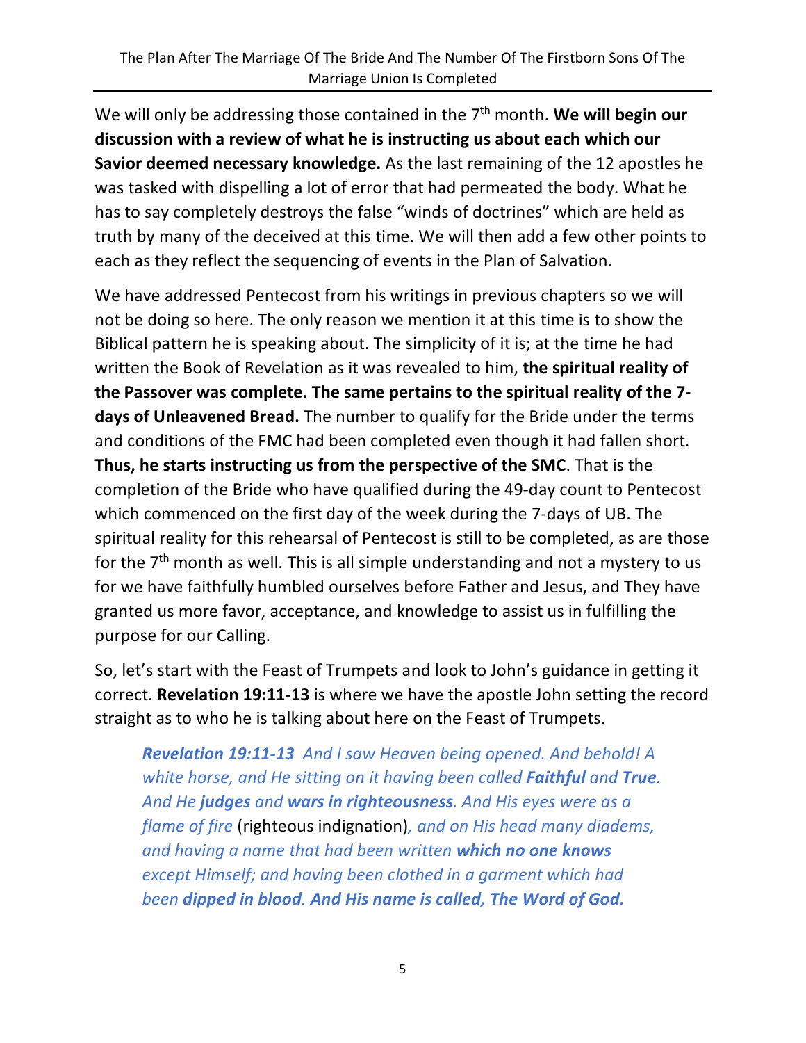We will only be addressing those contained in the 7th month. **We will begin our discussion with a review of what he is instructing us about each which our Savior deemed necessary knowledge.** As the last remaining of the 12 apostles he was tasked with dispelling a lot of error that had permeated the body. What he has to say completely destroys the false "winds of doctrines" which are held as truth by many of the deceived at this time. We will then add a few other points to each as they reflect the sequencing of events in the Plan of Salvation.

We have addressed Pentecost from his writings in previous chapters so we will not be doing so here. The only reason we mention it at this time is to show the Biblical pattern he is speaking about. The simplicity of it is; at the time he had written the Book of Revelation as it was revealed to him, **the spiritual reality of the Passover was complete. The same pertains to the spiritual reality of the 7-days of Unleavened Bread.** The number to qualify for the Bride under the terms and conditions of the FMC had been completed even though it had fallen short. **Thus, he starts instructing us from the perspective of the SMC**. That is the completion of the Bride who have qualified during the 49-day count to Pentecost which commenced on the first day of the week during the 7-days of UB. The spiritual reality for this rehearsal of Pentecost is still to be completed, as are those for the 7th month as well. This is all simple understanding and not a mystery to us for we have faithfully humbled ourselves before Father and Jesus, and They have granted us more favor, acceptance, and knowledge to assist us in fulfilling the purpose for our Calling.

So, let's start with the Feast of Trumpets and look to John's guidance in getting it correct. **Revelation 19:11-13** is where we have the apostle John setting the record straight as to who he is talking about here on the Feast of Trumpets.

> ***Revelation 19:11-13*** *And I saw Heaven being opened. And behold! A white horse, and He sitting on it having been called **Faithful** and **True**. And He **judges** and **wars in righteousness**. And His eyes were as a flame of fire* (righteous indignation)*, and on His head many diadems, and having a name that had been written **which no one knows** except Himself; and having been clothed in a garment which had been **dipped in blood**. **And His name is called, The Word of God.***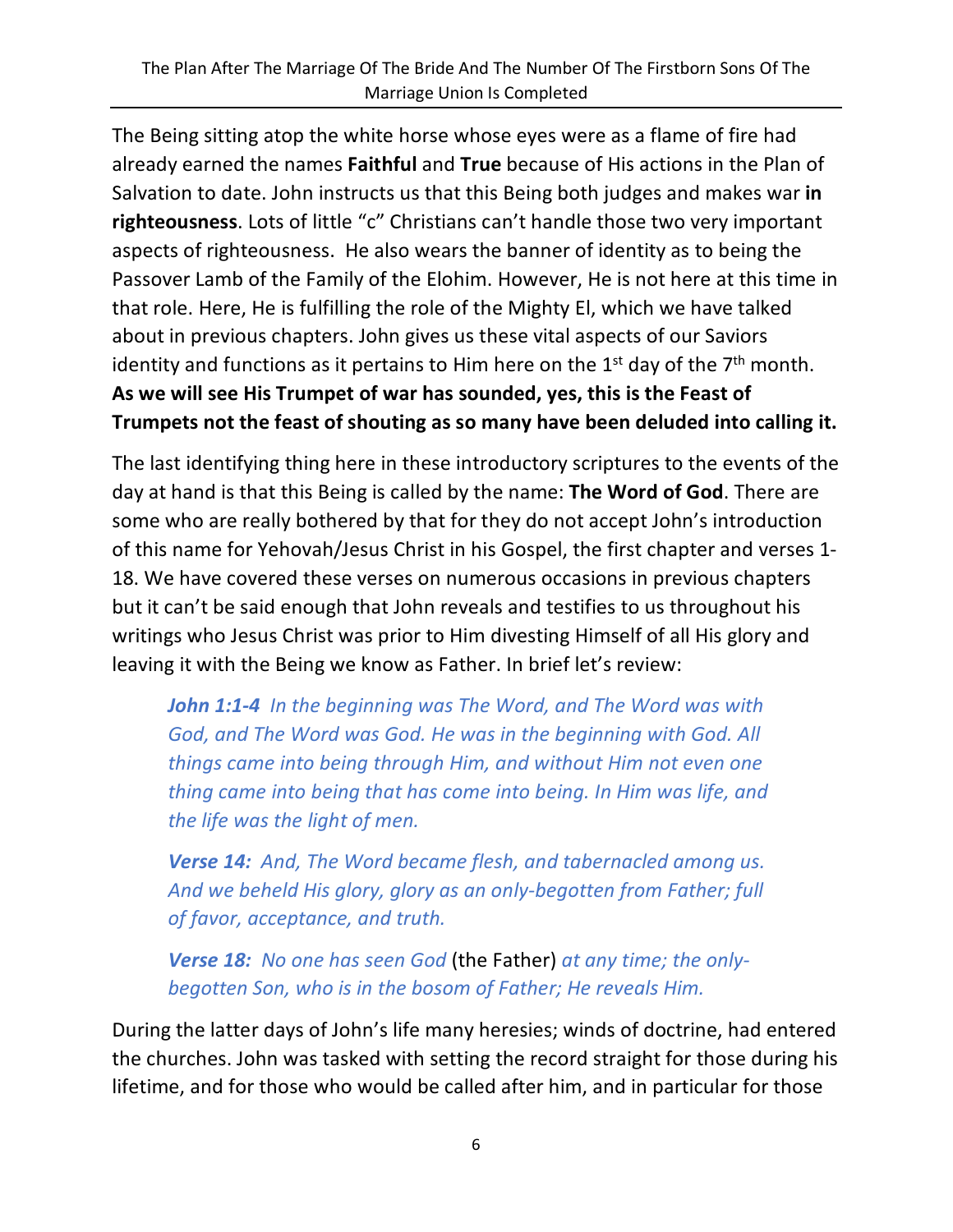The Being sitting atop the white horse whose eyes were as a flame of fire had already earned the names **Faithful** and **True** because of His actions in the Plan of Salvation to date. John instructs us that this Being both judges and makes war **in righteousness**. Lots of little "c" Christians can't handle those two very important aspects of righteousness. He also wears the banner of identity as to being the Passover Lamb of the Family of the Elohim. However, He is not here at this time in that role. Here, He is fulfilling the role of the Mighty El, which we have talked about in previous chapters. John gives us these vital aspects of our Saviors identity and functions as it pertains to Him here on the 1st day of the 7th month. **As we will see His Trumpet of war has sounded, yes, this is the Feast of Trumpets not the feast of shouting as so many have been deluded into calling it.**

The last identifying thing here in these introductory scriptures to the events of the day at hand is that this Being is called by the name: **The Word of God**. There are some who are really bothered by that for they do not accept John's introduction of this name for Yehovah/Jesus Christ in his Gospel, the first chapter and verses 1-18. We have covered these verses on numerous occasions in previous chapters but it can't be said enough that John reveals and testifies to us throughout his writings who Jesus Christ was prior to Him divesting Himself of all His glory and leaving it with the Being we know as Father. In brief let's review:

> ***John 1:1-4*** *In the beginning was The Word, and The Word was with God, and The Word was God. He was in the beginning with God. All things came into being through Him, and without Him not even one thing came into being that has come into being. In Him was life, and the life was the light of men.*
>
> ***Verse 14:*** *And, The Word became flesh, and tabernacled among us. And we beheld His glory, glory as an only-begotten from Father; full of favor, acceptance, and truth.*
>
> ***Verse 18:*** *No one has seen God* (the Father) *at any time; the only-begotten Son, who is in the bosom of Father; He reveals Him.*

During the latter days of John's life many heresies; winds of doctrine, had entered the churches. John was tasked with setting the record straight for those during his lifetime, and for those who would be called after him, and in particular for those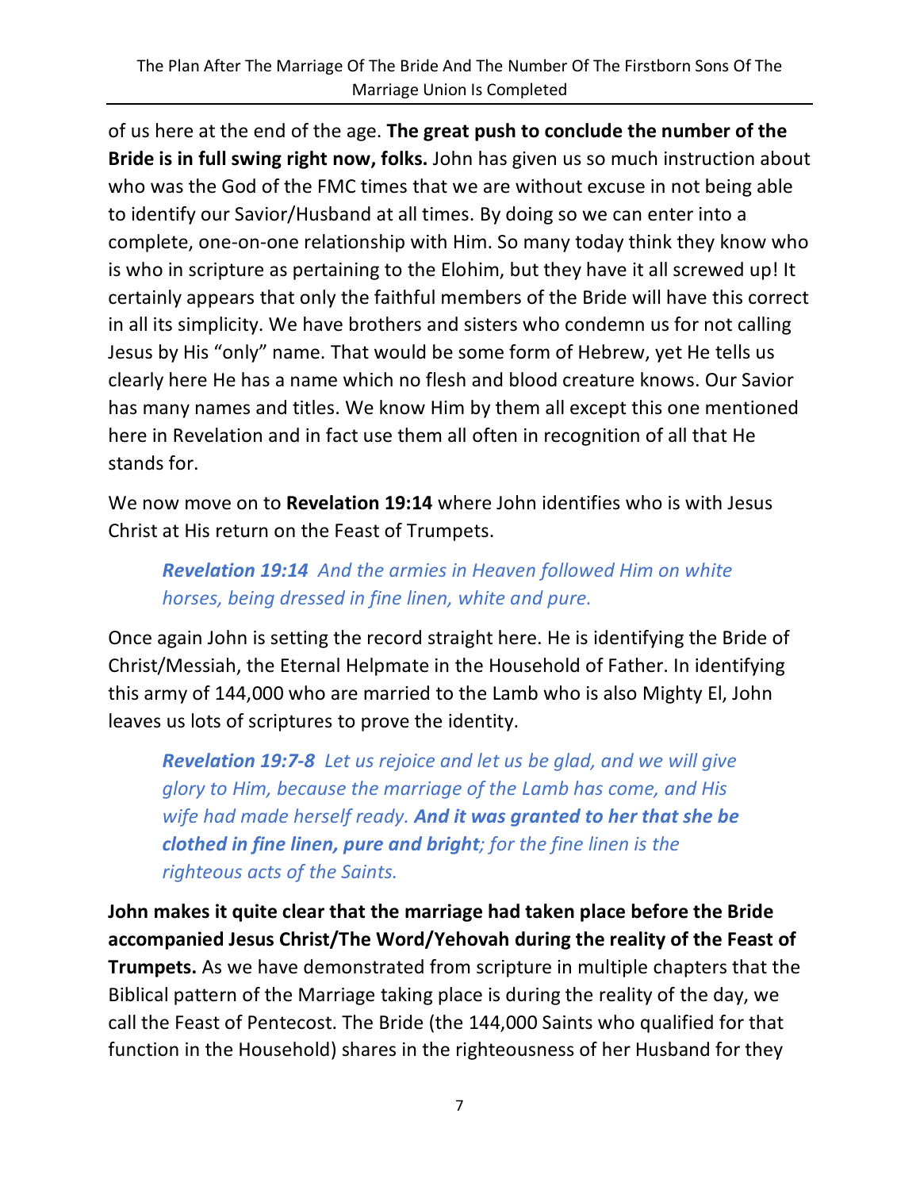of us here at the end of the age. **The great push to conclude the number of the Bride is in full swing right now, folks.** John has given us so much instruction about who was the God of the FMC times that we are without excuse in not being able to identify our Savior/Husband at all times. By doing so we can enter into a complete, one-on-one relationship with Him. So many today think they know who is who in scripture as pertaining to the Elohim, but they have it all screwed up! It certainly appears that only the faithful members of the Bride will have this correct in all its simplicity. We have brothers and sisters who condemn us for not calling Jesus by His "only" name. That would be some form of Hebrew, yet He tells us clearly here He has a name which no flesh and blood creature knows. Our Savior has many names and titles. We know Him by them all except this one mentioned here in Revelation and in fact use them all often in recognition of all that He stands for.

We now move on to **Revelation 19:14** where John identifies who is with Jesus Christ at His return on the Feast of Trumpets.

> ***Revelation 19:14*** *And the armies in Heaven followed Him on white horses, being dressed in fine linen, white and pure.*

Once again John is setting the record straight here. He is identifying the Bride of Christ/Messiah, the Eternal Helpmate in the Household of Father. In identifying this army of 144,000 who are married to the Lamb who is also Mighty El, John leaves us lots of scriptures to prove the identity.

> ***Revelation 19:7-8*** *Let us rejoice and let us be glad, and we will give glory to Him, because the marriage of the Lamb has come, and His wife had made herself ready.* ***And it was granted to her that she be clothed in fine linen, pure and bright****; for the fine linen is the righteous acts of the Saints.*

**John makes it quite clear that the marriage had taken place before the Bride accompanied Jesus Christ/The Word/Yehovah during the reality of the Feast of Trumpets.** As we have demonstrated from scripture in multiple chapters that the Biblical pattern of the Marriage taking place is during the reality of the day, we call the Feast of Pentecost. The Bride (the 144,000 Saints who qualified for that function in the Household) shares in the righteousness of her Husband for they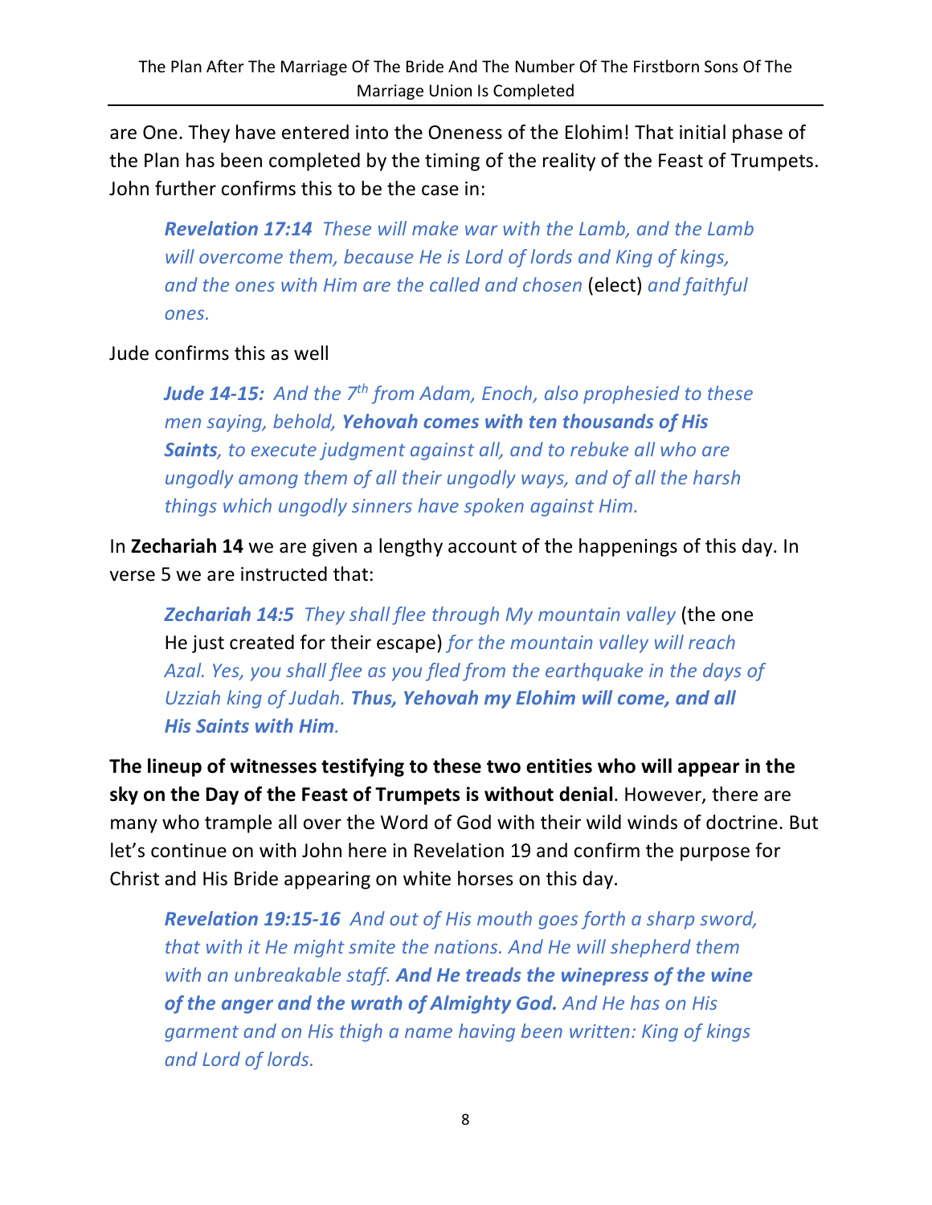are One. They have entered into the Oneness of the Elohim! That initial phase of the Plan has been completed by the timing of the reality of the Feast of Trumpets. John further confirms this to be the case in:

> ***Revelation 17:14*** *These will make war with the Lamb, and the Lamb will overcome them, because He is Lord of lords and King of kings, and the ones with Him are the called and chosen* (elect) *and faithful ones.*

Jude confirms this as well

> ***Jude 14-15:*** *And the 7th from Adam, Enoch, also prophesied to these men saying, behold,* ***Yehovah comes with ten thousands of His Saints****, to execute judgment against all, and to rebuke all who are ungodly among them of all their ungodly ways, and of all the harsh things which ungodly sinners have spoken against Him.*

In **Zechariah 14** we are given a lengthy account of the happenings of this day. In verse 5 we are instructed that:

> ***Zechariah 14:5*** *They shall flee through My mountain valley* (the one He just created for their escape) *for the mountain valley will reach Azal. Yes, you shall flee as you fled from the earthquake in the days of Uzziah king of Judah.* ***Thus, Yehovah my Elohim will come, and all His Saints with Him****.*

**The lineup of witnesses testifying to these two entities who will appear in the sky on the Day of the Feast of Trumpets is without denial**. However, there are many who trample all over the Word of God with their wild winds of doctrine. But let's continue on with John here in Revelation 19 and confirm the purpose for Christ and His Bride appearing on white horses on this day.

> ***Revelation 19:15-16*** *And out of His mouth goes forth a sharp sword, that with it He might smite the nations. And He will shepherd them with an unbreakable staff.* ***And He treads the winepress of the wine of the anger and the wrath of Almighty God.*** *And He has on His garment and on His thigh a name having been written: King of kings and Lord of lords.*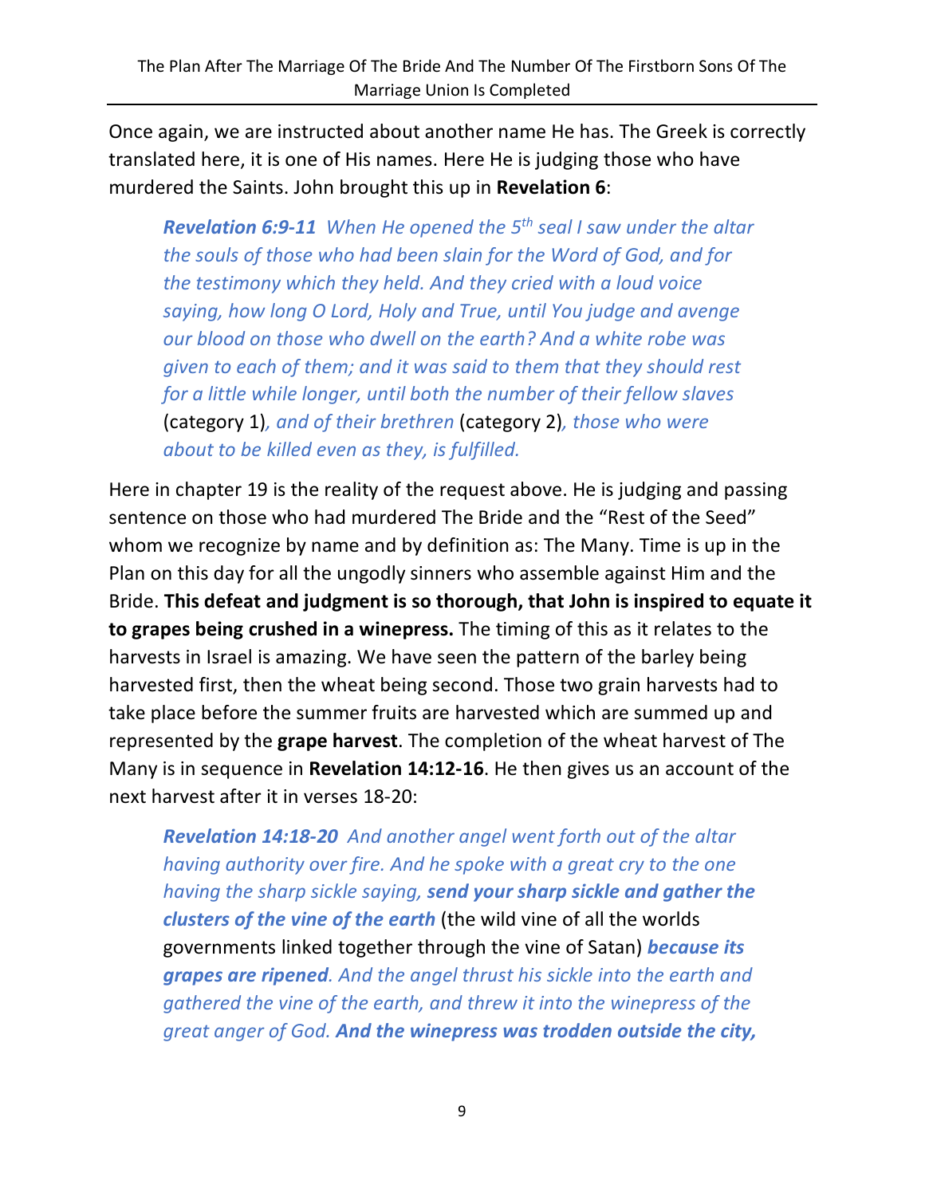Once again, we are instructed about another name He has. The Greek is correctly translated here, it is one of His names. Here He is judging those who have murdered the Saints. John brought this up in **Revelation 6**:

> ***Revelation 6:9-11*** *When He opened the 5th seal I saw under the altar the souls of those who had been slain for the Word of God, and for the testimony which they held. And they cried with a loud voice saying, how long O Lord, Holy and True, until You judge and avenge our blood on those who dwell on the earth? And a white robe was given to each of them; and it was said to them that they should rest for a little while longer, until both the number of their fellow slaves* (category 1)*, and of their brethren* (category 2)*, those who were about to be killed even as they, is fulfilled.*

Here in chapter 19 is the reality of the request above. He is judging and passing sentence on those who had murdered The Bride and the "Rest of the Seed" whom we recognize by name and by definition as: The Many. Time is up in the Plan on this day for all the ungodly sinners who assemble against Him and the Bride. **This defeat and judgment is so thorough, that John is inspired to equate it to grapes being crushed in a winepress.** The timing of this as it relates to the harvests in Israel is amazing. We have seen the pattern of the barley being harvested first, then the wheat being second. Those two grain harvests had to take place before the summer fruits are harvested which are summed up and represented by the **grape harvest**. The completion of the wheat harvest of The Many is in sequence in **Revelation 14:12-16**. He then gives us an account of the next harvest after it in verses 18-20:

> ***Revelation 14:18-20*** *And another angel went forth out of the altar having authority over fire. And he spoke with a great cry to the one having the sharp sickle saying,* ***send your sharp sickle and gather the clusters of the vine of the earth*** (the wild vine of all the worlds governments linked together through the vine of Satan) ***because its grapes are ripened****. And the angel thrust his sickle into the earth and gathered the vine of the earth, and threw it into the winepress of the great anger of God.* ***And the winepress was trodden outside the city,***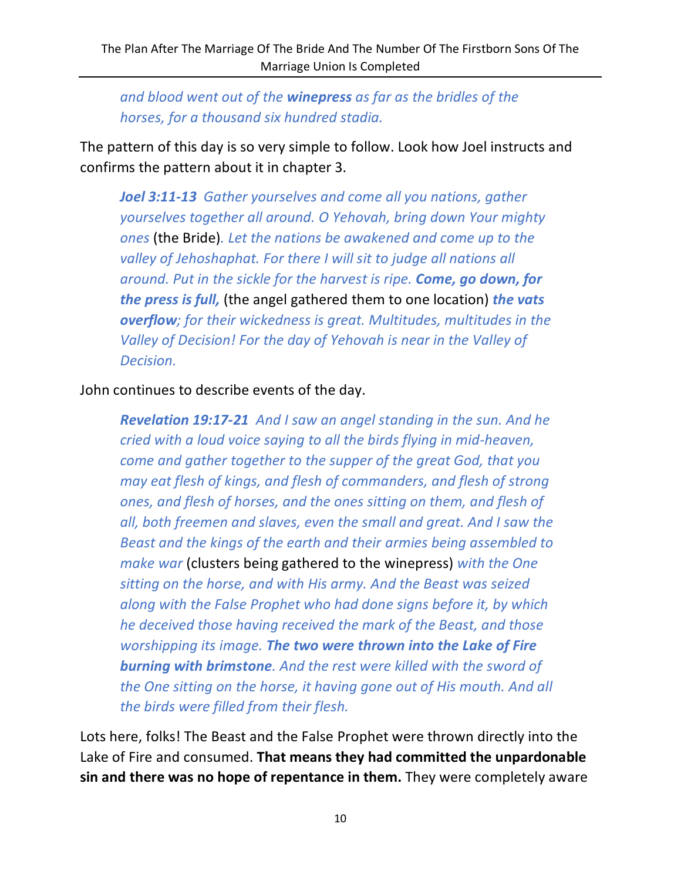> *and blood went out of the **winepress** as far as the bridles of the horses, for a thousand six hundred stadia.*

The pattern of this day is so very simple to follow. Look how Joel instructs and confirms the pattern about it in chapter 3.

> ***Joel 3:11-13*** *Gather yourselves and come all you nations, gather yourselves together all around. O Yehovah, bring down Your mighty ones* (the Bride)*. Let the nations be awakened and come up to the valley of Jehoshaphat. For there I will sit to judge all nations all around. Put in the sickle for the harvest is ripe. **Come, go down, for the press is full,*** (the angel gathered them to one location) ***the vats overflow**; for their wickedness is great. Multitudes, multitudes in the Valley of Decision! For the day of Yehovah is near in the Valley of Decision.*

John continues to describe events of the day.

> ***Revelation 19:17-21*** *And I saw an angel standing in the sun. And he cried with a loud voice saying to all the birds flying in mid-heaven, come and gather together to the supper of the great God, that you may eat flesh of kings, and flesh of commanders, and flesh of strong ones, and flesh of horses, and the ones sitting on them, and flesh of all, both freemen and slaves, even the small and great. And I saw the Beast and the kings of the earth and their armies being assembled to make war* (clusters being gathered to the winepress) *with the One sitting on the horse, and with His army. And the Beast was seized along with the False Prophet who had done signs before it, by which he deceived those having received the mark of the Beast, and those worshipping its image. **The two were thrown into the Lake of Fire burning with brimstone**. And the rest were killed with the sword of the One sitting on the horse, it having gone out of His mouth. And all the birds were filled from their flesh.*

Lots here, folks! The Beast and the False Prophet were thrown directly into the Lake of Fire and consumed. **That means they had committed the unpardonable sin and there was no hope of repentance in them.** They were completely aware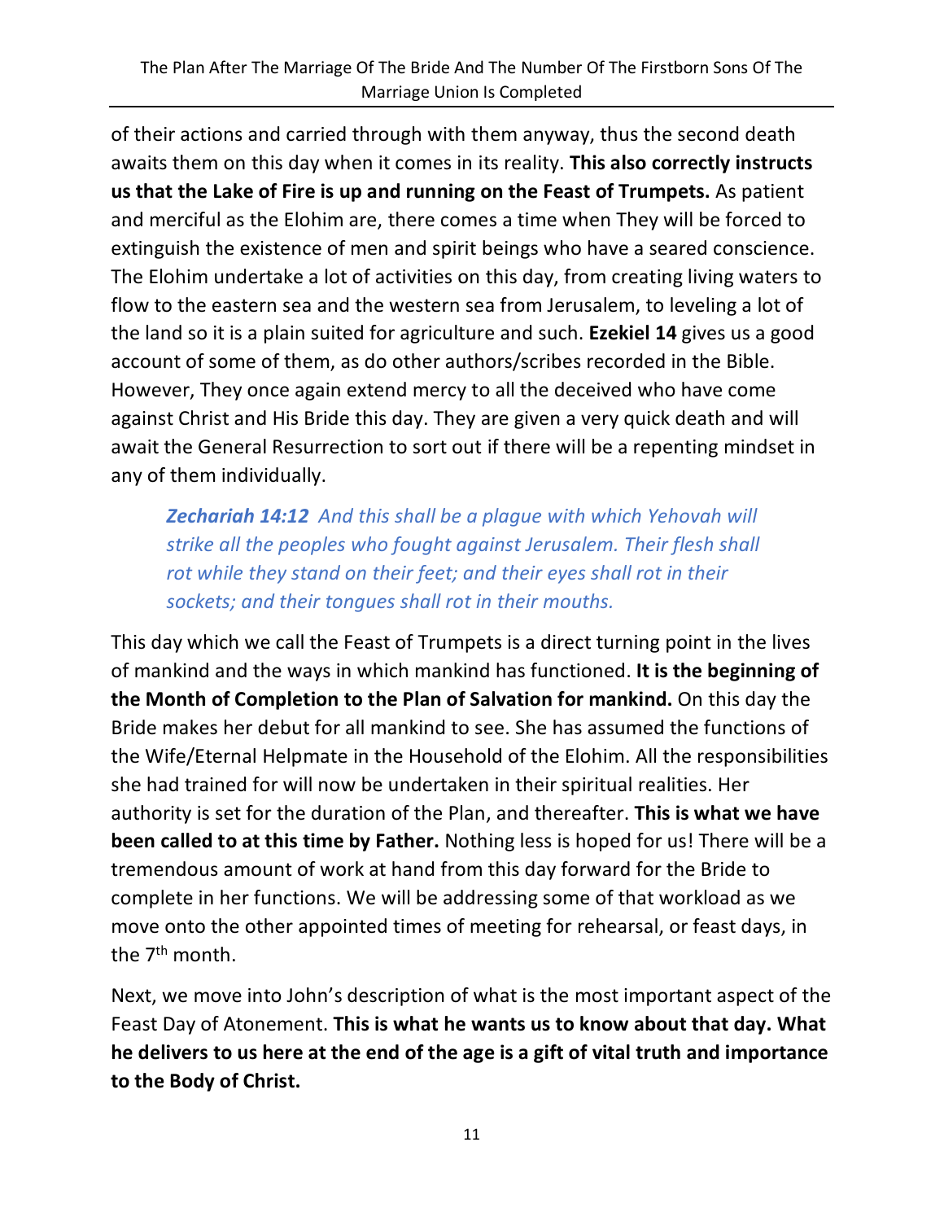of their actions and carried through with them anyway, thus the second death awaits them on this day when it comes in its reality. **This also correctly instructs us that the Lake of Fire is up and running on the Feast of Trumpets.** As patient and merciful as the Elohim are, there comes a time when They will be forced to extinguish the existence of men and spirit beings who have a seared conscience. The Elohim undertake a lot of activities on this day, from creating living waters to flow to the eastern sea and the western sea from Jerusalem, to leveling a lot of the land so it is a plain suited for agriculture and such. **Ezekiel 14** gives us a good account of some of them, as do other authors/scribes recorded in the Bible. However, They once again extend mercy to all the deceived who have come against Christ and His Bride this day. They are given a very quick death and will await the General Resurrection to sort out if there will be a repenting mindset in any of them individually.

> ***Zechariah 14:12*** *And this shall be a plague with which Yehovah will strike all the peoples who fought against Jerusalem. Their flesh shall rot while they stand on their feet; and their eyes shall rot in their sockets; and their tongues shall rot in their mouths.*

This day which we call the Feast of Trumpets is a direct turning point in the lives of mankind and the ways in which mankind has functioned. **It is the beginning of the Month of Completion to the Plan of Salvation for mankind.** On this day the Bride makes her debut for all mankind to see. She has assumed the functions of the Wife/Eternal Helpmate in the Household of the Elohim. All the responsibilities she had trained for will now be undertaken in their spiritual realities. Her authority is set for the duration of the Plan, and thereafter. **This is what we have been called to at this time by Father.** Nothing less is hoped for us! There will be a tremendous amount of work at hand from this day forward for the Bride to complete in her functions. We will be addressing some of that workload as we move onto the other appointed times of meeting for rehearsal, or feast days, in the 7th month.

Next, we move into John's description of what is the most important aspect of the Feast Day of Atonement. **This is what he wants us to know about that day. What he delivers to us here at the end of the age is a gift of vital truth and importance to the Body of Christ.**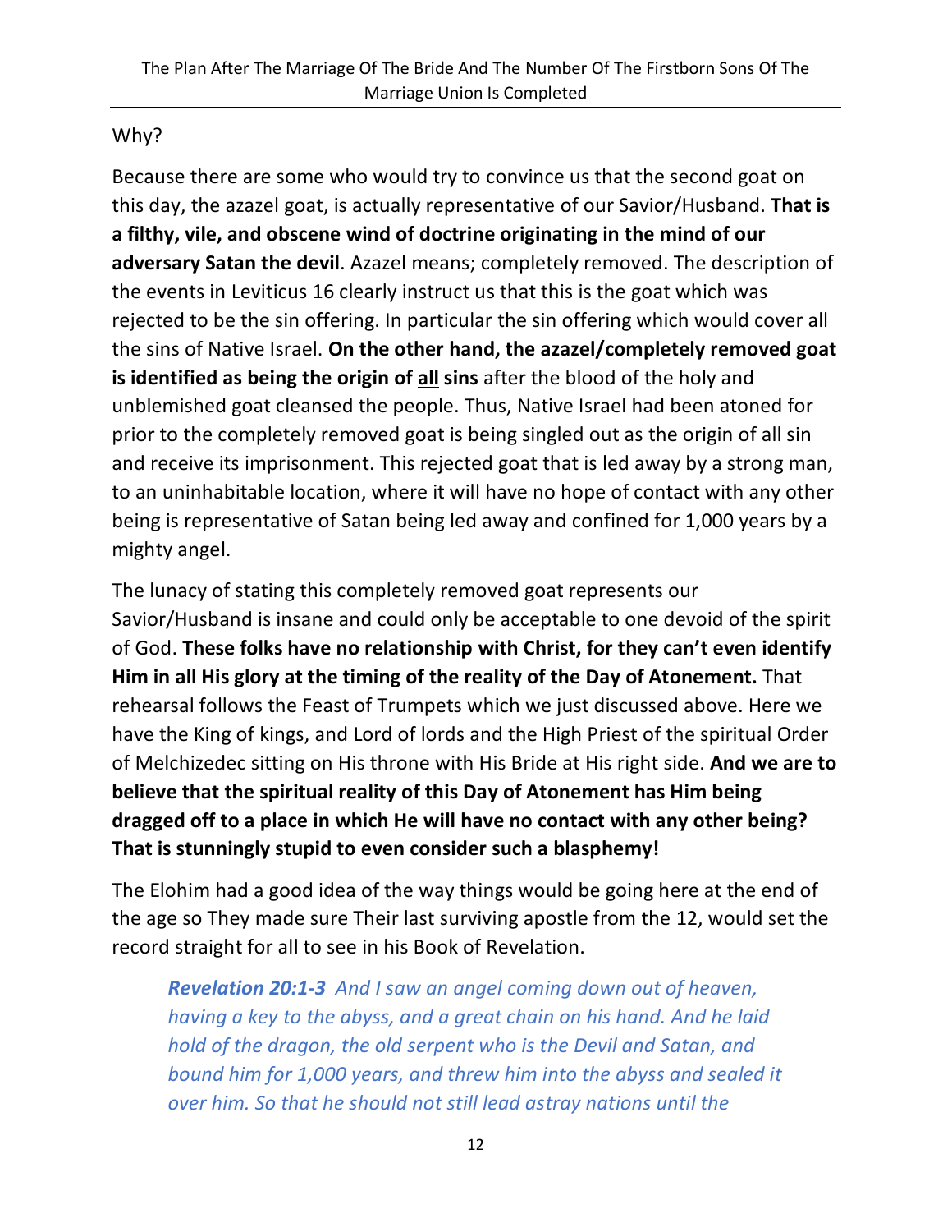Why?

Because there are some who would try to convince us that the second goat on this day, the azazel goat, is actually representative of our Savior/Husband. **That is a filthy, vile, and obscene wind of doctrine originating in the mind of our adversary Satan the devil**. Azazel means; completely removed. The description of the events in Leviticus 16 clearly instruct us that this is the goat which was rejected to be the sin offering. In particular the sin offering which would cover all the sins of Native Israel. **On the other hand, the azazel/completely removed goat is identified as being the origin of <u>all</u> sins** after the blood of the holy and unblemished goat cleansed the people. Thus, Native Israel had been atoned for prior to the completely removed goat is being singled out as the origin of all sin and receive its imprisonment. This rejected goat that is led away by a strong man, to an uninhabitable location, where it will have no hope of contact with any other being is representative of Satan being led away and confined for 1,000 years by a mighty angel.

The lunacy of stating this completely removed goat represents our Savior/Husband is insane and could only be acceptable to one devoid of the spirit of God. **These folks have no relationship with Christ, for they can't even identify Him in all His glory at the timing of the reality of the Day of Atonement.** That rehearsal follows the Feast of Trumpets which we just discussed above. Here we have the King of kings, and Lord of lords and the High Priest of the spiritual Order of Melchizedec sitting on His throne with His Bride at His right side. **And we are to believe that the spiritual reality of this Day of Atonement has Him being dragged off to a place in which He will have no contact with any other being? That is stunningly stupid to even consider such a blasphemy!**

The Elohim had a good idea of the way things would be going here at the end of the age so They made sure Their last surviving apostle from the 12, would set the record straight for all to see in his Book of Revelation.

> ***Revelation 20:1-3*** *And I saw an angel coming down out of heaven, having a key to the abyss, and a great chain on his hand. And he laid hold of the dragon, the old serpent who is the Devil and Satan, and bound him for 1,000 years, and threw him into the abyss and sealed it over him. So that he should not still lead astray nations until the*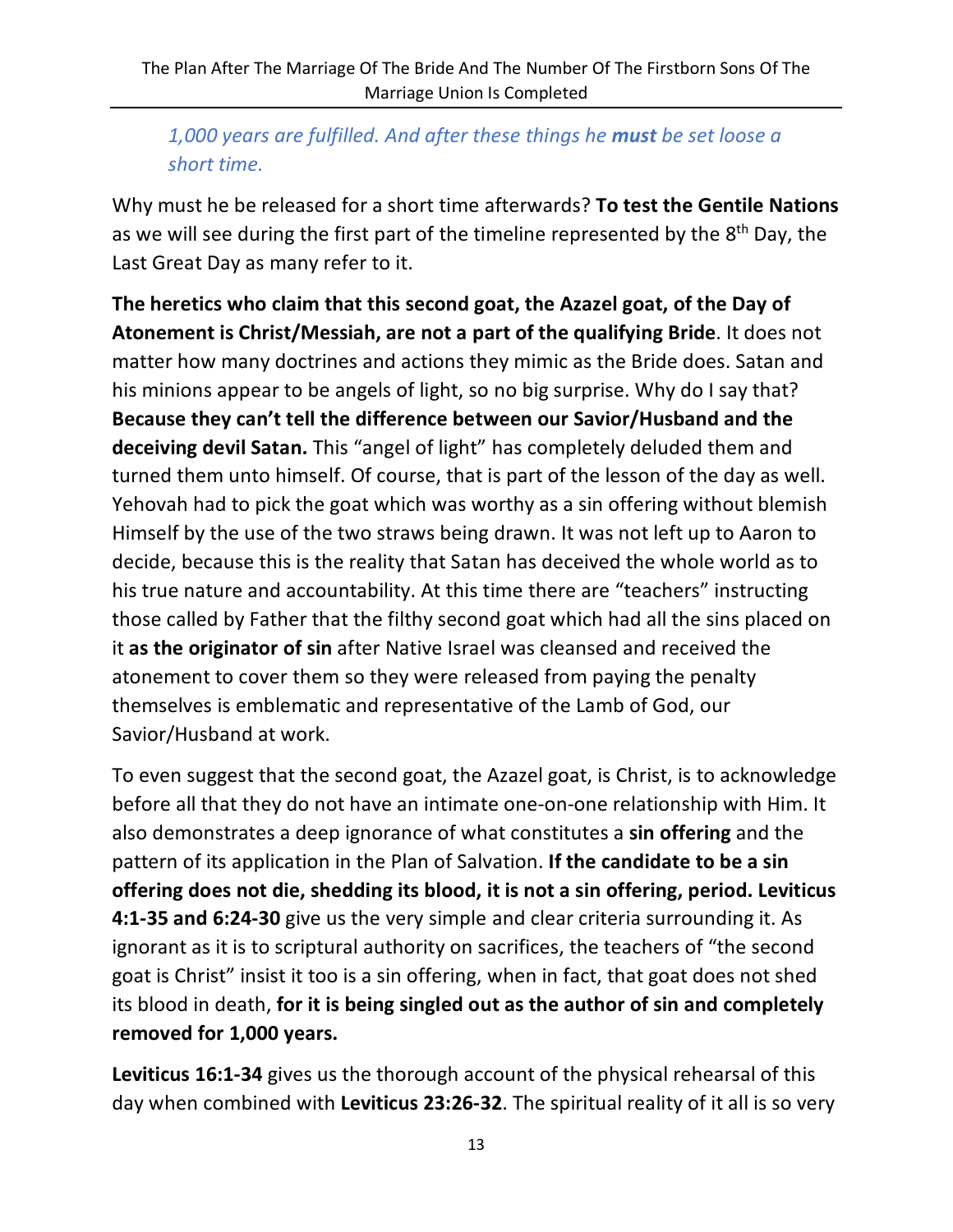*1,000 years are fulfilled. And after these things he **must** be set loose a short time.*

Why must he be released for a short time afterwards? **To test the Gentile Nations** as we will see during the first part of the timeline represented by the 8th Day, the Last Great Day as many refer to it.

**The heretics who claim that this second goat, the Azazel goat, of the Day of Atonement is Christ/Messiah, are not a part of the qualifying Bride**. It does not matter how many doctrines and actions they mimic as the Bride does. Satan and his minions appear to be angels of light, so no big surprise. Why do I say that? **Because they can't tell the difference between our Savior/Husband and the deceiving devil Satan.** This "angel of light" has completely deluded them and turned them unto himself. Of course, that is part of the lesson of the day as well. Yehovah had to pick the goat which was worthy as a sin offering without blemish Himself by the use of the two straws being drawn. It was not left up to Aaron to decide, because this is the reality that Satan has deceived the whole world as to his true nature and accountability. At this time there are "teachers" instructing those called by Father that the filthy second goat which had all the sins placed on it **as the originator of sin** after Native Israel was cleansed and received the atonement to cover them so they were released from paying the penalty themselves is emblematic and representative of the Lamb of God, our Savior/Husband at work.

To even suggest that the second goat, the Azazel goat, is Christ, is to acknowledge before all that they do not have an intimate one-on-one relationship with Him. It also demonstrates a deep ignorance of what constitutes a **sin offering** and the pattern of its application in the Plan of Salvation. **If the candidate to be a sin offering does not die, shedding its blood, it is not a sin offering, period. Leviticus 4:1-35 and 6:24-30** give us the very simple and clear criteria surrounding it. As ignorant as it is to scriptural authority on sacrifices, the teachers of "the second goat is Christ" insist it too is a sin offering, when in fact, that goat does not shed its blood in death, **for it is being singled out as the author of sin and completely removed for 1,000 years.**

**Leviticus 16:1-34** gives us the thorough account of the physical rehearsal of this day when combined with **Leviticus 23:26-32**. The spiritual reality of it all is so very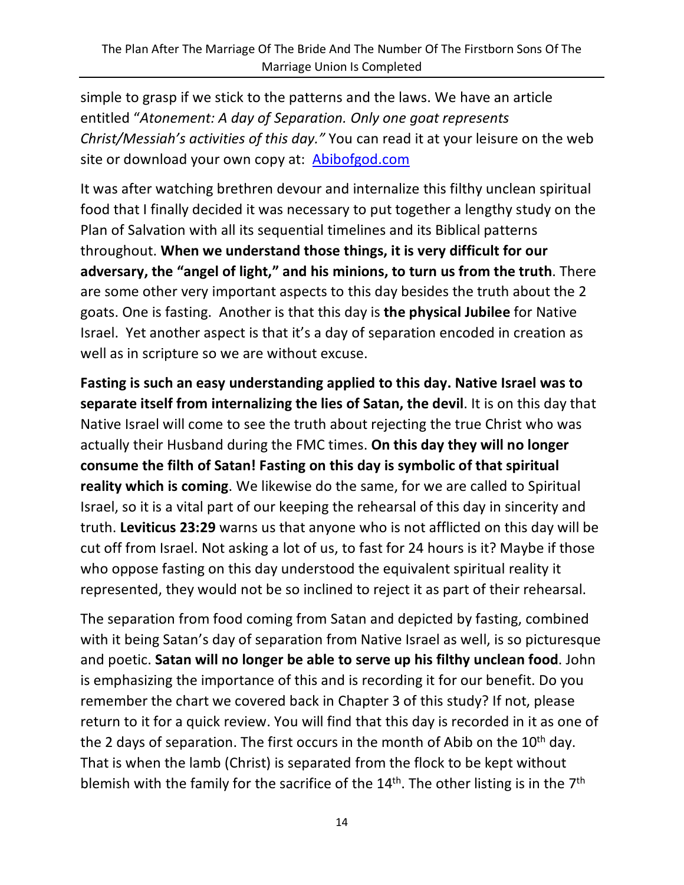simple to grasp if we stick to the patterns and the laws. We have an article entitled "*Atonement: A day of Separation. Only one goat represents Christ/Messiah's activities of this day."* You can read it at your leisure on the web site or download your own copy at: [Abibofgod.com](Abibofgod.com)

It was after watching brethren devour and internalize this filthy unclean spiritual food that I finally decided it was necessary to put together a lengthy study on the Plan of Salvation with all its sequential timelines and its Biblical patterns throughout. **When we understand those things, it is very difficult for our adversary, the "angel of light," and his minions, to turn us from the truth**. There are some other very important aspects to this day besides the truth about the 2 goats. One is fasting. Another is that this day is **the physical Jubilee** for Native Israel. Yet another aspect is that it's a day of separation encoded in creation as well as in scripture so we are without excuse.

**Fasting is such an easy understanding applied to this day. Native Israel was to separate itself from internalizing the lies of Satan, the devil**. It is on this day that Native Israel will come to see the truth about rejecting the true Christ who was actually their Husband during the FMC times. **On this day they will no longer consume the filth of Satan! Fasting on this day is symbolic of that spiritual reality which is coming**. We likewise do the same, for we are called to Spiritual Israel, so it is a vital part of our keeping the rehearsal of this day in sincerity and truth. **Leviticus 23:29** warns us that anyone who is not afflicted on this day will be cut off from Israel. Not asking a lot of us, to fast for 24 hours is it? Maybe if those who oppose fasting on this day understood the equivalent spiritual reality it represented, they would not be so inclined to reject it as part of their rehearsal.

The separation from food coming from Satan and depicted by fasting, combined with it being Satan's day of separation from Native Israel as well, is so picturesque and poetic. **Satan will no longer be able to serve up his filthy unclean food**. John is emphasizing the importance of this and is recording it for our benefit. Do you remember the chart we covered back in Chapter 3 of this study? If not, please return to it for a quick review. You will find that this day is recorded in it as one of the 2 days of separation. The first occurs in the month of Abib on the 10th day. That is when the lamb (Christ) is separated from the flock to be kept without blemish with the family for the sacrifice of the 14th. The other listing is in the 7th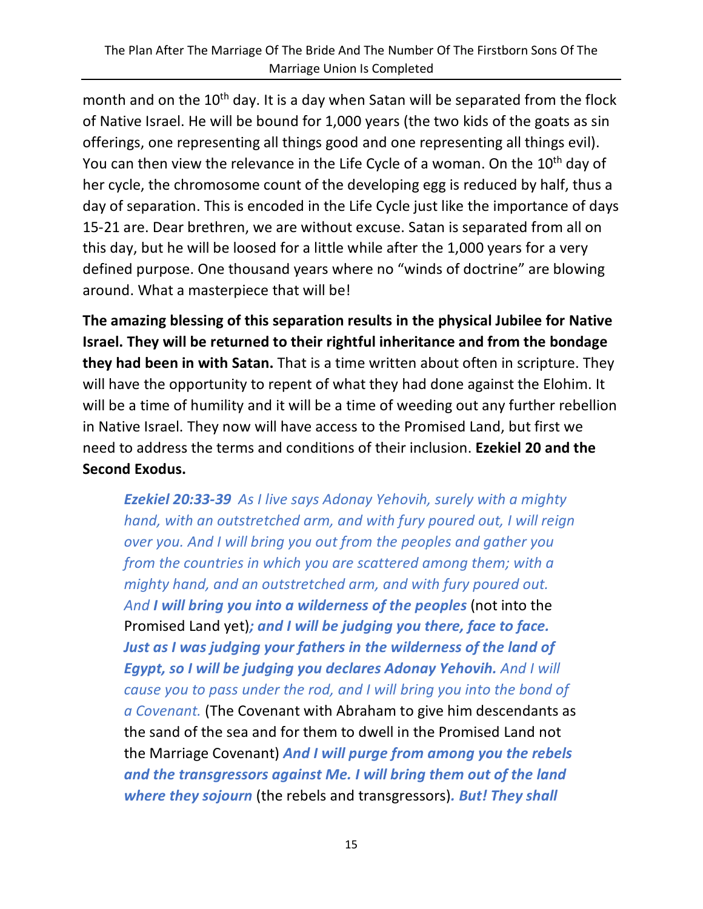month and on the 10th day. It is a day when Satan will be separated from the flock of Native Israel. He will be bound for 1,000 years (the two kids of the goats as sin offerings, one representing all things good and one representing all things evil). You can then view the relevance in the Life Cycle of a woman. On the 10th day of her cycle, the chromosome count of the developing egg is reduced by half, thus a day of separation. This is encoded in the Life Cycle just like the importance of days 15-21 are. Dear brethren, we are without excuse. Satan is separated from all on this day, but he will be loosed for a little while after the 1,000 years for a very defined purpose. One thousand years where no "winds of doctrine" are blowing around. What a masterpiece that will be!

**The amazing blessing of this separation results in the physical Jubilee for Native Israel. They will be returned to their rightful inheritance and from the bondage they had been in with Satan.** That is a time written about often in scripture. They will have the opportunity to repent of what they had done against the Elohim. It will be a time of humility and it will be a time of weeding out any further rebellion in Native Israel. They now will have access to the Promised Land, but first we need to address the terms and conditions of their inclusion. **Ezekiel 20 and the Second Exodus.**

> ***Ezekiel 20:33-39*** *As I live says Adonay Yehovih, surely with a mighty hand, with an outstretched arm, and with fury poured out, I will reign over you. And I will bring you out from the peoples and gather you from the countries in which you are scattered among them; with a mighty hand, and an outstretched arm, and with fury poured out. And* ***I will bring you into a wilderness of the peoples*** (not into the Promised Land yet)***; and I will be judging you there, face to face. Just as I was judging your fathers in the wilderness of the land of Egypt, so I will be judging you declares Adonay Yehovih.*** *And I will cause you to pass under the rod, and I will bring you into the bond of a Covenant.* (The Covenant with Abraham to give him descendants as the sand of the sea and for them to dwell in the Promised Land not the Marriage Covenant) ***And I will purge from among you the rebels and the transgressors against Me. I will bring them out of the land where they sojourn*** (the rebels and transgressors)***. But! They shall***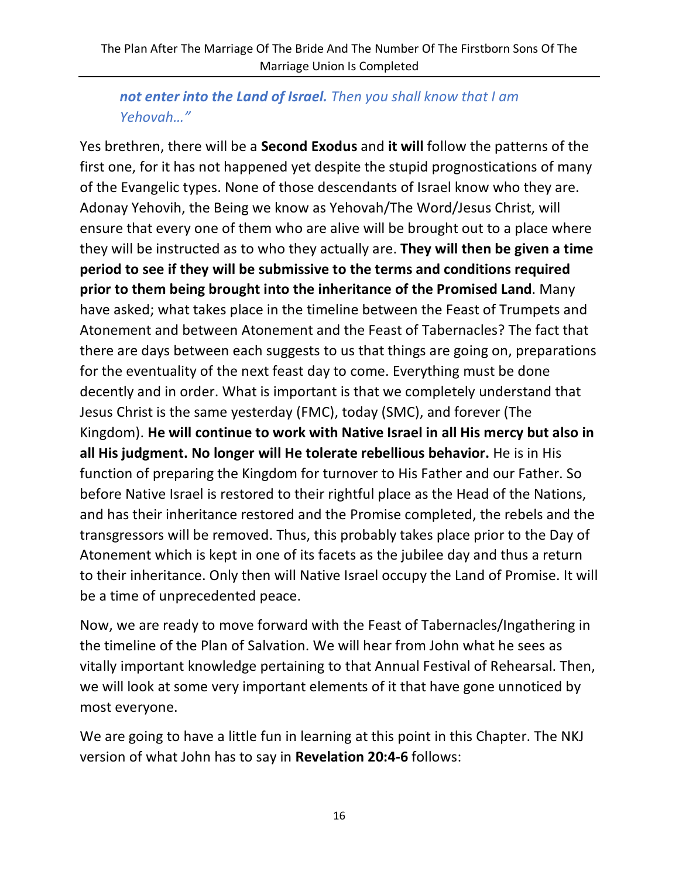*__not enter into the Land of Israel.__ Then you shall know that I am Yehovah…"*

Yes brethren, there will be a **Second Exodus** and **it will** follow the patterns of the first one, for it has not happened yet despite the stupid prognostications of many of the Evangelic types. None of those descendants of Israel know who they are. Adonay Yehovih, the Being we know as Yehovah/The Word/Jesus Christ, will ensure that every one of them who are alive will be brought out to a place where they will be instructed as to who they actually are. **They will then be given a time period to see if they will be submissive to the terms and conditions required prior to them being brought into the inheritance of the Promised Land**. Many have asked; what takes place in the timeline between the Feast of Trumpets and Atonement and between Atonement and the Feast of Tabernacles? The fact that there are days between each suggests to us that things are going on, preparations for the eventuality of the next feast day to come. Everything must be done decently and in order. What is important is that we completely understand that Jesus Christ is the same yesterday (FMC), today (SMC), and forever (The Kingdom). **He will continue to work with Native Israel in all His mercy but also in all His judgment. No longer will He tolerate rebellious behavior.** He is in His function of preparing the Kingdom for turnover to His Father and our Father. So before Native Israel is restored to their rightful place as the Head of the Nations, and has their inheritance restored and the Promise completed, the rebels and the transgressors will be removed. Thus, this probably takes place prior to the Day of Atonement which is kept in one of its facets as the jubilee day and thus a return to their inheritance. Only then will Native Israel occupy the Land of Promise. It will be a time of unprecedented peace.

Now, we are ready to move forward with the Feast of Tabernacles/Ingathering in the timeline of the Plan of Salvation. We will hear from John what he sees as vitally important knowledge pertaining to that Annual Festival of Rehearsal. Then, we will look at some very important elements of it that have gone unnoticed by most everyone.

We are going to have a little fun in learning at this point in this Chapter. The NKJ version of what John has to say in **Revelation 20:4-6** follows: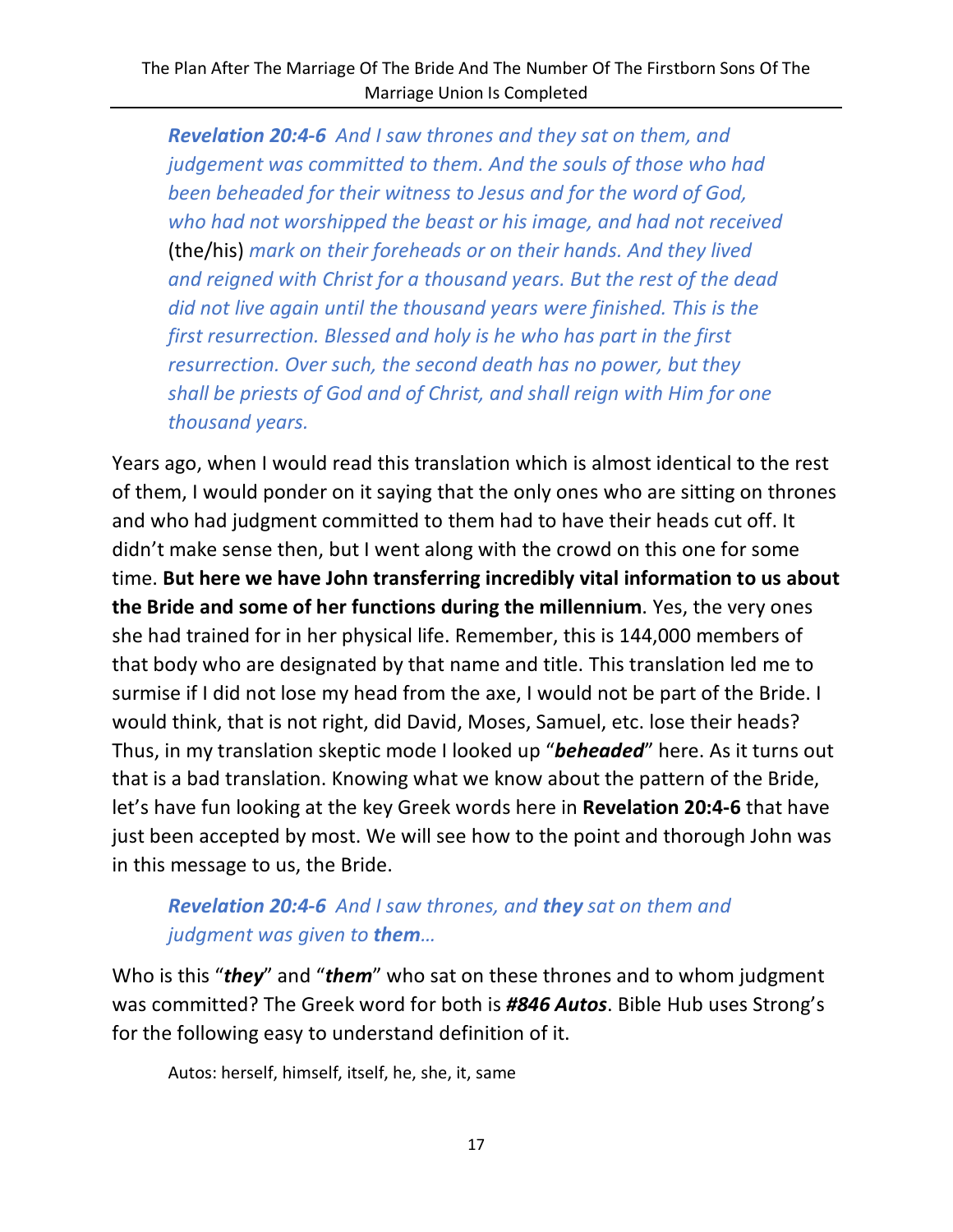> ***Revelation 20:4-6*** *And I saw thrones and they sat on them, and judgement was committed to them. And the souls of those who had been beheaded for their witness to Jesus and for the word of God, who had not worshipped the beast or his image, and had not received* (the/his) *mark on their foreheads or on their hands. And they lived and reigned with Christ for a thousand years. But the rest of the dead did not live again until the thousand years were finished. This is the first resurrection. Blessed and holy is he who has part in the first resurrection. Over such, the second death has no power, but they shall be priests of God and of Christ, and shall reign with Him for one thousand years.*

Years ago, when I would read this translation which is almost identical to the rest of them, I would ponder on it saying that the only ones who are sitting on thrones and who had judgment committed to them had to have their heads cut off. It didn't make sense then, but I went along with the crowd on this one for some time. **But here we have John transferring incredibly vital information to us about the Bride and some of her functions during the millennium**. Yes, the very ones she had trained for in her physical life. Remember, this is 144,000 members of that body who are designated by that name and title. This translation led me to surmise if I did not lose my head from the axe, I would not be part of the Bride. I would think, that is not right, did David, Moses, Samuel, etc. lose their heads? Thus, in my translation skeptic mode I looked up "***beheaded***" here. As it turns out that is a bad translation. Knowing what we know about the pattern of the Bride, let's have fun looking at the key Greek words here in **Revelation 20:4-6** that have just been accepted by most. We will see how to the point and thorough John was in this message to us, the Bride.

> ***Revelation 20:4-6*** *And I saw thrones, and* ***they*** *sat on them and judgment was given to* ***them****…*

Who is this "***they***" and "***them***" who sat on these thrones and to whom judgment was committed? The Greek word for both is ***#846 Autos***. Bible Hub uses Strong's for the following easy to understand definition of it.

> Autos: herself, himself, itself, he, she, it, same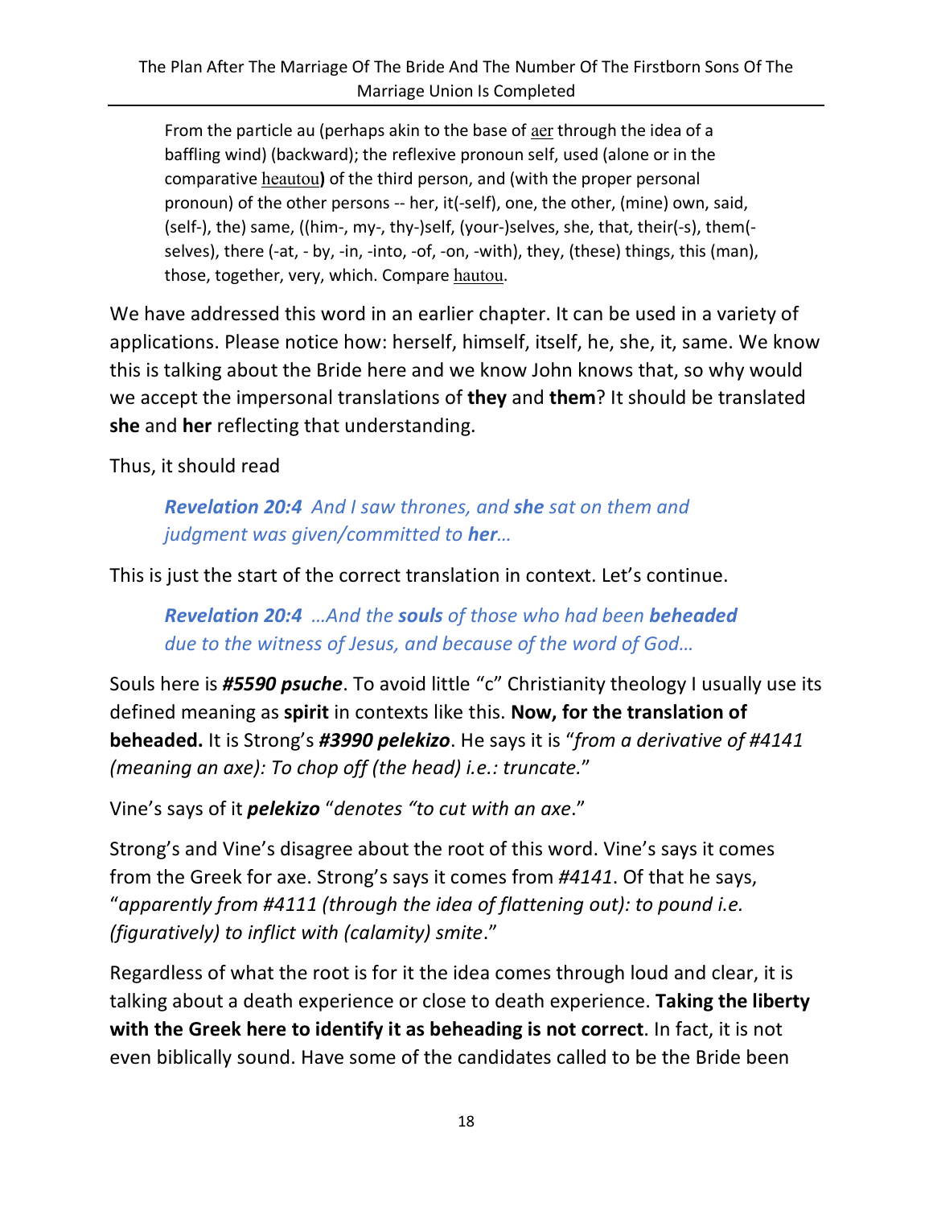> From the particle au (perhaps akin to the base of aer through the idea of a baffling wind) (backward); the reflexive pronoun self, used (alone or in the comparative heautou**)** of the third person, and (with the proper personal pronoun) of the other persons -- her, it(-self), one, the other, (mine) own, said, (self-), the) same, ((him-, my-, thy-)self, (your-)selves, she, that, their(-s), them(-selves), there (-at, - by, -in, -into, -of, -on, -with), they, (these) things, this (man), those, together, very, which. Compare hautou.

We have addressed this word in an earlier chapter. It can be used in a variety of applications. Please notice how: herself, himself, itself, he, she, it, same. We know this is talking about the Bride here and we know John knows that, so why would we accept the impersonal translations of **they** and **them**? It should be translated **she** and **her** reflecting that understanding.

Thus, it should read

> ***Revelation 20:4*** *And I saw thrones, and **she** sat on them and judgment was given/committed to **her**…*

This is just the start of the correct translation in context. Let's continue.

> ***Revelation 20:4*** *…And the **souls** of those who had been **beheaded** due to the witness of Jesus, and because of the word of God…*

Souls here is ***#5590 psuche***. To avoid little "c" Christianity theology I usually use its defined meaning as **spirit** in contexts like this. **Now, for the translation of beheaded.** It is Strong's ***#3990 pelekizo***. He says it is "*from a derivative of #4141 (meaning an axe): To chop off (the head) i.e.: truncate.*"

Vine's says of it ***pelekizo*** "*denotes "to cut with an axe*."

Strong's and Vine's disagree about the root of this word. Vine's says it comes from the Greek for axe. Strong's says it comes from *#4141*. Of that he says, "*apparently from #4111 (through the idea of flattening out): to pound i.e. (figuratively) to inflict with (calamity) smite*."

Regardless of what the root is for it the idea comes through loud and clear, it is talking about a death experience or close to death experience. **Taking the liberty with the Greek here to identify it as beheading is not correct**. In fact, it is not even biblically sound. Have some of the candidates called to be the Bride been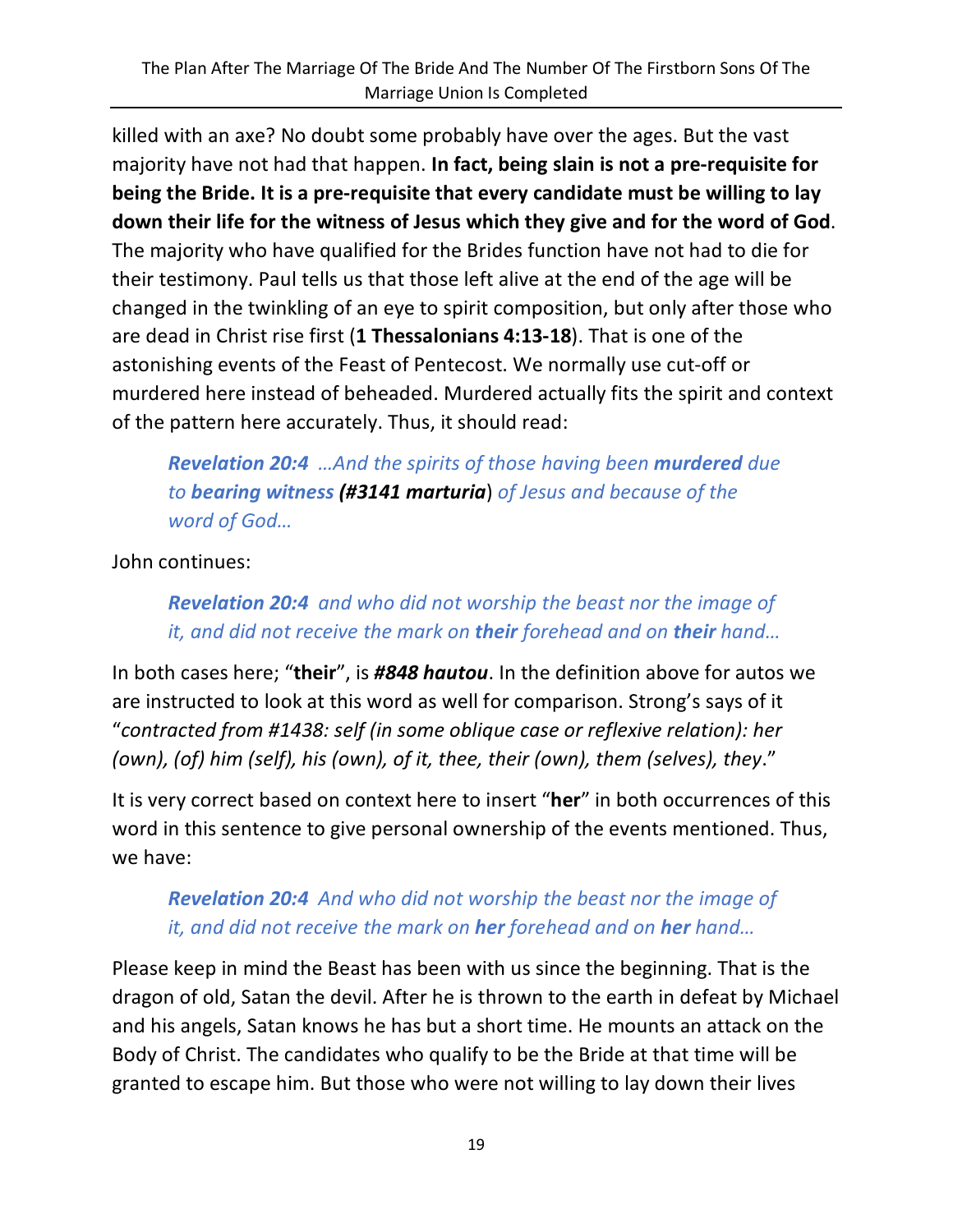killed with an axe? No doubt some probably have over the ages. But the vast majority have not had that happen. **In fact, being slain is not a pre-requisite for being the Bride. It is a pre-requisite that every candidate must be willing to lay down their life for the witness of Jesus which they give and for the word of God**. The majority who have qualified for the Brides function have not had to die for their testimony. Paul tells us that those left alive at the end of the age will be changed in the twinkling of an eye to spirit composition, but only after those who are dead in Christ rise first (**1 Thessalonians 4:13-18**). That is one of the astonishing events of the Feast of Pentecost. We normally use cut-off or murdered here instead of beheaded. Murdered actually fits the spirit and context of the pattern here accurately. Thus, it should read:

> ***Revelation 20:4*** *…And the spirits of those having been **murdered** due to **bearing witness** **(#3141 marturia**) of Jesus and because of the word of God…*

John continues:

> ***Revelation 20:4*** *and who did not worship the beast nor the image of it, and did not receive the mark on **their** forehead and on **their** hand…*

In both cases here; "**their**", is ***#848 hautou***. In the definition above for autos we are instructed to look at this word as well for comparison. Strong's says of it "*contracted from #1438: self (in some oblique case or reflexive relation): her (own), (of) him (self), his (own), of it, thee, their (own), them (selves), they*."

It is very correct based on context here to insert "**her**" in both occurrences of this word in this sentence to give personal ownership of the events mentioned. Thus, we have:

> ***Revelation 20:4*** *And who did not worship the beast nor the image of it, and did not receive the mark on **her** forehead and on **her** hand…*

Please keep in mind the Beast has been with us since the beginning. That is the dragon of old, Satan the devil. After he is thrown to the earth in defeat by Michael and his angels, Satan knows he has but a short time. He mounts an attack on the Body of Christ. The candidates who qualify to be the Bride at that time will be granted to escape him. But those who were not willing to lay down their lives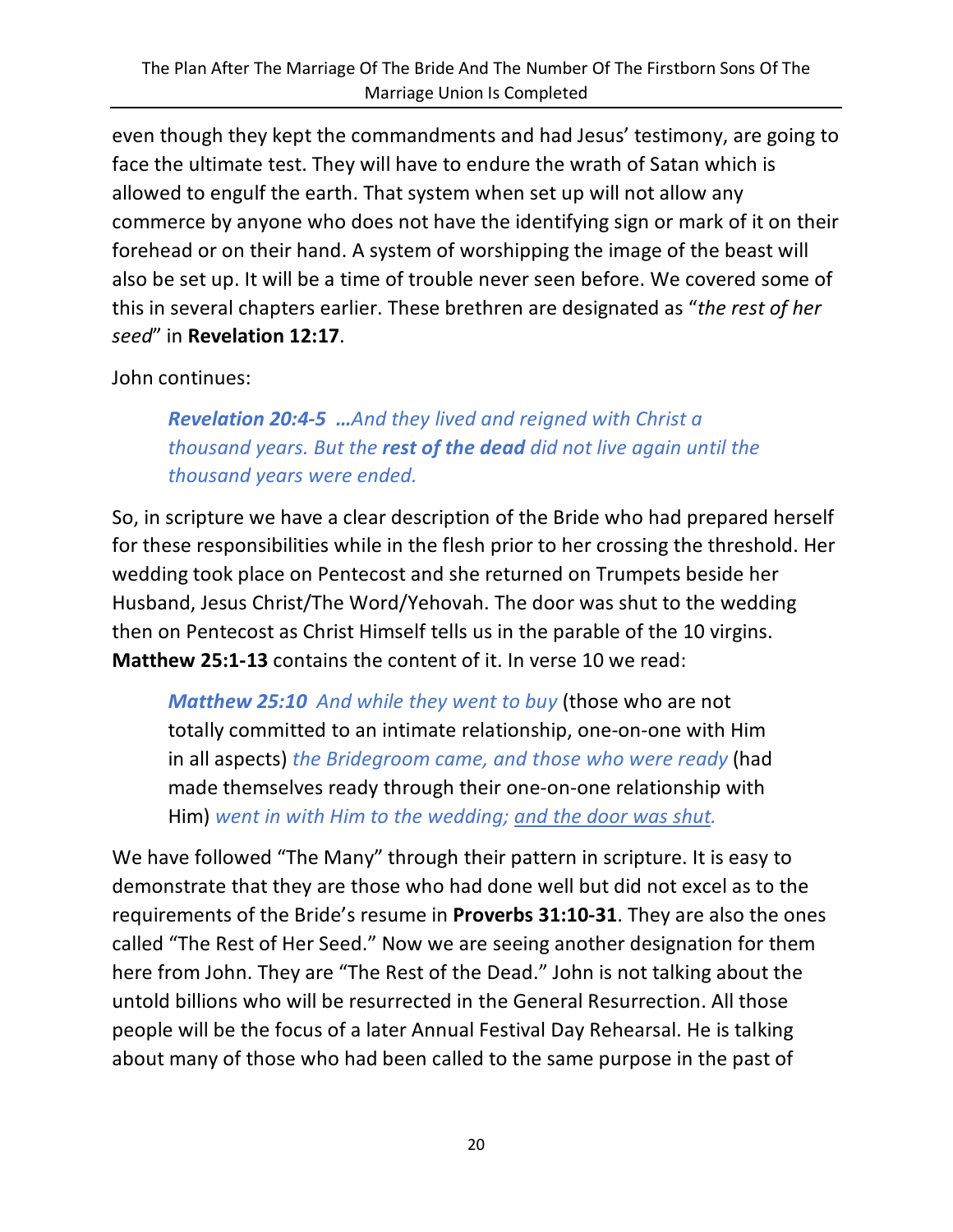even though they kept the commandments and had Jesus' testimony, are going to face the ultimate test. They will have to endure the wrath of Satan which is allowed to engulf the earth. That system when set up will not allow any commerce by anyone who does not have the identifying sign or mark of it on their forehead or on their hand. A system of worshipping the image of the beast will also be set up. It will be a time of trouble never seen before. We covered some of this in several chapters earlier. These brethren are designated as "*the rest of her seed*" in **Revelation 12:17**.

John continues:

> ***Revelation 20:4-5*** ***…****And they lived and reigned with Christ a thousand years. But the* ***rest of the dead*** *did not live again until the thousand years were ended.*

So, in scripture we have a clear description of the Bride who had prepared herself for these responsibilities while in the flesh prior to her crossing the threshold. Her wedding took place on Pentecost and she returned on Trumpets beside her Husband, Jesus Christ/The Word/Yehovah. The door was shut to the wedding then on Pentecost as Christ Himself tells us in the parable of the 10 virgins. **Matthew 25:1-13** contains the content of it. In verse 10 we read:

> ***Matthew 25:10*** *And while they went to buy* (those who are not totally committed to an intimate relationship, one-on-one with Him in all aspects) *the Bridegroom came, and those who were ready* (had made themselves ready through their one-on-one relationship with Him) *went in with Him to the wedding; <u>and the door was shut</u>.*

We have followed "The Many" through their pattern in scripture. It is easy to demonstrate that they are those who had done well but did not excel as to the requirements of the Bride's resume in **Proverbs 31:10-31**. They are also the ones called "The Rest of Her Seed." Now we are seeing another designation for them here from John. They are "The Rest of the Dead." John is not talking about the untold billions who will be resurrected in the General Resurrection. All those people will be the focus of a later Annual Festival Day Rehearsal. He is talking about many of those who had been called to the same purpose in the past of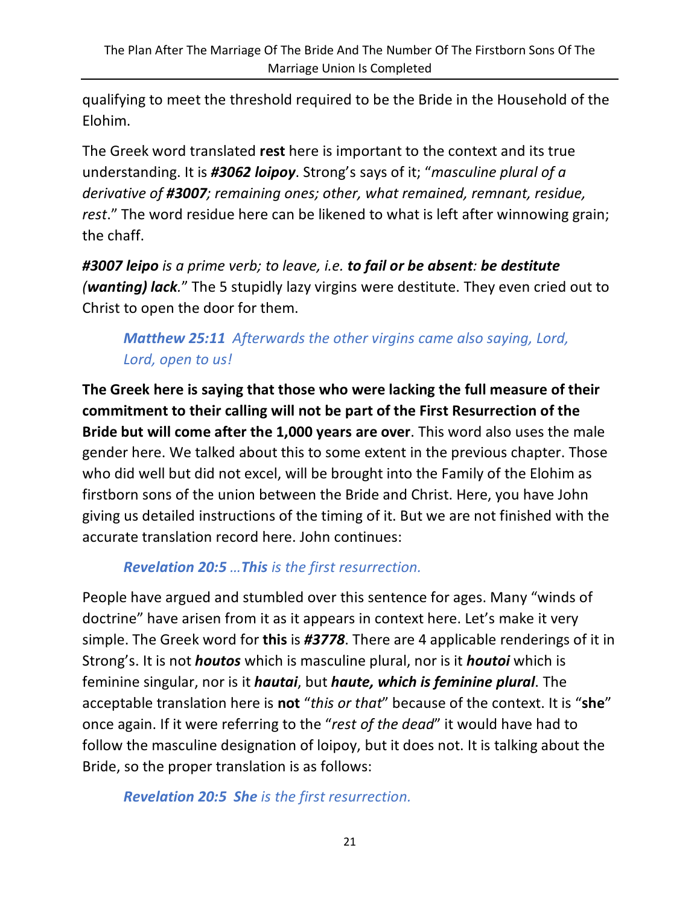qualifying to meet the threshold required to be the Bride in the Household of the Elohim.

The Greek word translated **rest** here is important to the context and its true understanding. It is ***#3062 loipoy***. Strong's says of it; "*masculine plural of a derivative of **#3007**; remaining ones; other, what remained, remnant, residue, rest*." The word residue here can be likened to what is left after winnowing grain; the chaff.

***#3007 leipo** is a prime verb; to leave, i.e. **to fail or be absent**: **be destitute (wanting) lack**.*" The 5 stupidly lazy virgins were destitute. They even cried out to Christ to open the door for them.

> ***Matthew 25:11*** *Afterwards the other virgins came also saying, Lord, Lord, open to us!*

**The Greek here is saying that those who were lacking the full measure of their commitment to their calling will not be part of the First Resurrection of the Bride but will come after the 1,000 years are over**. This word also uses the male gender here. We talked about this to some extent in the previous chapter. Those who did well but did not excel, will be brought into the Family of the Elohim as firstborn sons of the union between the Bride and Christ. Here, you have John giving us detailed instructions of the timing of it. But we are not finished with the accurate translation record here. John continues:

> ***Revelation 20:5** …**This** is the first resurrection.*

People have argued and stumbled over this sentence for ages. Many "winds of doctrine" have arisen from it as it appears in context here. Let's make it very simple. The Greek word for **this** is ***#3778***. There are 4 applicable renderings of it in Strong's. It is not ***houtos*** which is masculine plural, nor is it ***houtoi*** which is feminine singular, nor is it ***hautai***, but ***haute, which is feminine plural***. The acceptable translation here is **not** "*this or that*" because of the context. It is "**she**" once again. If it were referring to the "*rest of the dead*" it would have had to follow the masculine designation of loipoy, but it does not. It is talking about the Bride, so the proper translation is as follows:

> ***Revelation 20:5 She** is the first resurrection.*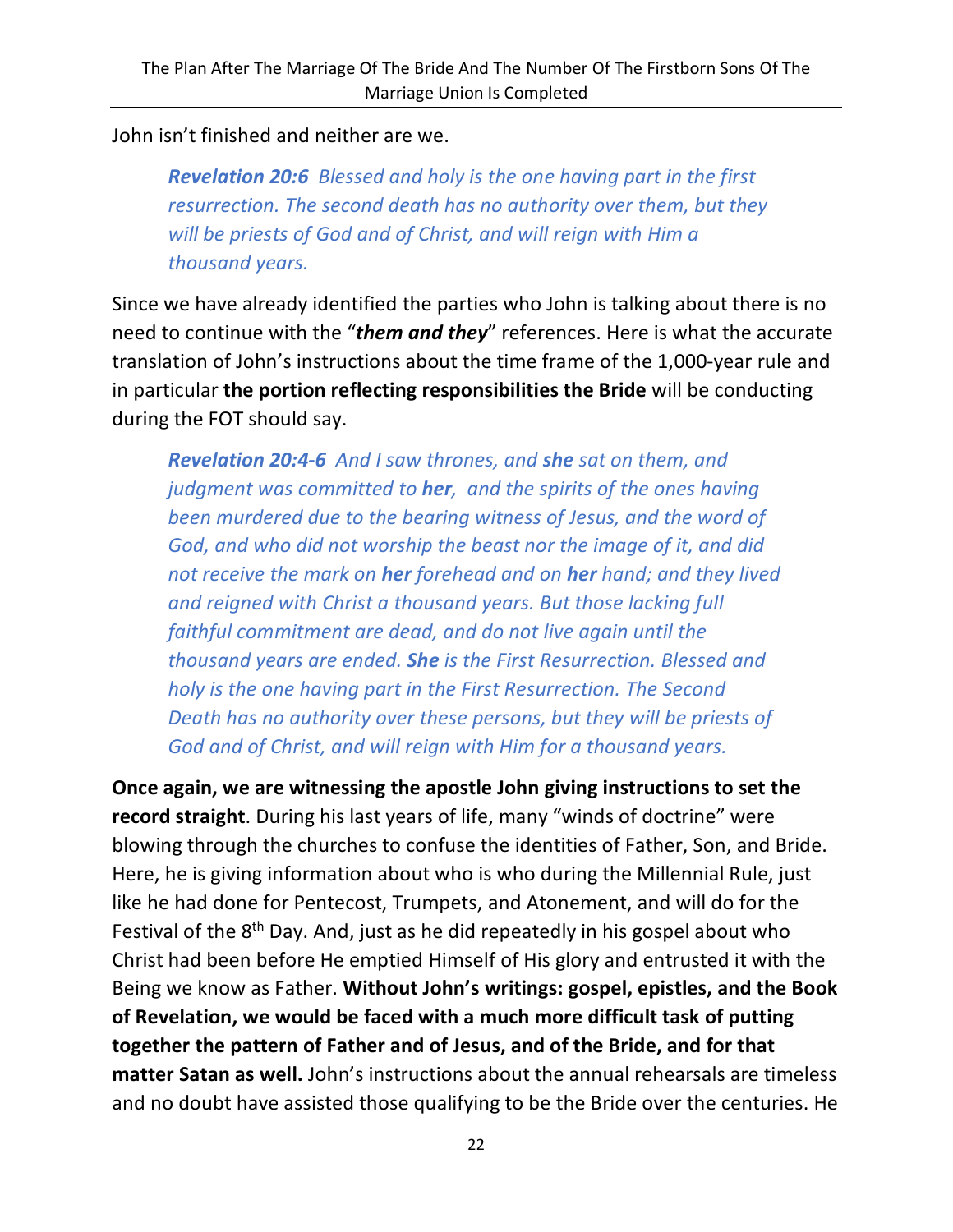John isn't finished and neither are we.

> ***Revelation 20:6*** *Blessed and holy is the one having part in the first resurrection. The second death has no authority over them, but they will be priests of God and of Christ, and will reign with Him a thousand years.*

Since we have already identified the parties who John is talking about there is no need to continue with the "***them and they***" references. Here is what the accurate translation of John's instructions about the time frame of the 1,000-year rule and in particular **the portion reflecting responsibilities the Bride** will be conducting during the FOT should say.

> ***Revelation 20:4-6*** *And I saw thrones, and* ***she*** *sat on them, and judgment was committed to* ***her****, and the spirits of the ones having been murdered due to the bearing witness of Jesus, and the word of God, and who did not worship the beast nor the image of it, and did not receive the mark on* ***her*** *forehead and on* ***her*** *hand; and they lived and reigned with Christ a thousand years. But those lacking full faithful commitment are dead, and do not live again until the thousand years are ended.* ***She*** *is the First Resurrection. Blessed and holy is the one having part in the First Resurrection. The Second Death has no authority over these persons, but they will be priests of God and of Christ, and will reign with Him for a thousand years.*

**Once again, we are witnessing the apostle John giving instructions to set the record straight**. During his last years of life, many "winds of doctrine" were blowing through the churches to confuse the identities of Father, Son, and Bride. Here, he is giving information about who is who during the Millennial Rule, just like he had done for Pentecost, Trumpets, and Atonement, and will do for the Festival of the 8th Day. And, just as he did repeatedly in his gospel about who Christ had been before He emptied Himself of His glory and entrusted it with the Being we know as Father. **Without John's writings: gospel, epistles, and the Book of Revelation, we would be faced with a much more difficult task of putting together the pattern of Father and of Jesus, and of the Bride, and for that matter Satan as well.** John's instructions about the annual rehearsals are timeless and no doubt have assisted those qualifying to be the Bride over the centuries. He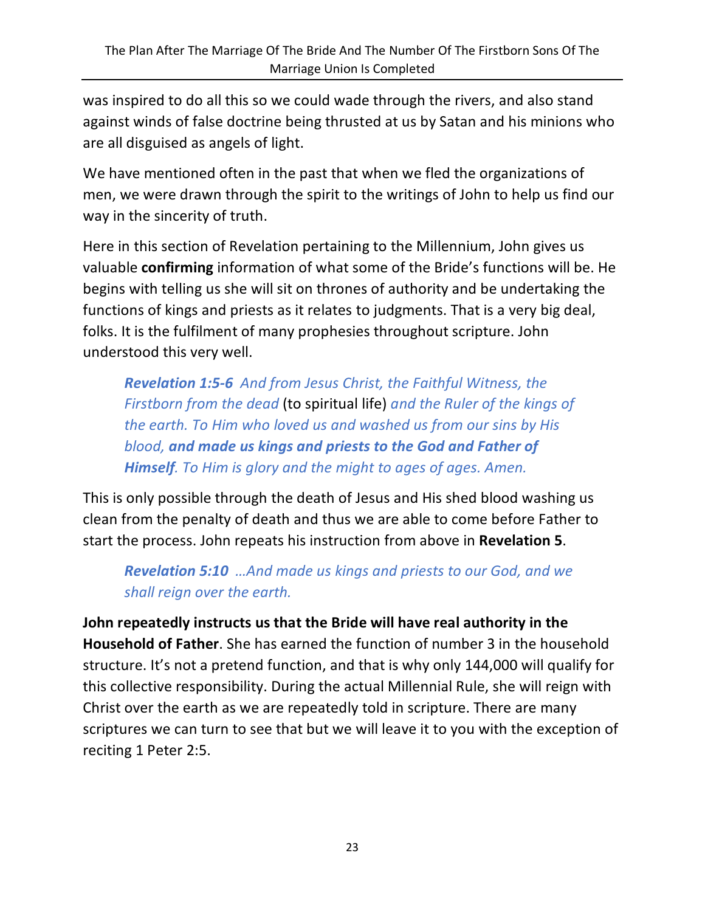was inspired to do all this so we could wade through the rivers, and also stand against winds of false doctrine being thrusted at us by Satan and his minions who are all disguised as angels of light.

We have mentioned often in the past that when we fled the organizations of men, we were drawn through the spirit to the writings of John to help us find our way in the sincerity of truth.

Here in this section of Revelation pertaining to the Millennium, John gives us valuable **confirming** information of what some of the Bride's functions will be. He begins with telling us she will sit on thrones of authority and be undertaking the functions of kings and priests as it relates to judgments. That is a very big deal, folks. It is the fulfilment of many prophesies throughout scripture. John understood this very well.

> ***Revelation 1:5-6*** *And from Jesus Christ, the Faithful Witness, the Firstborn from the dead* (to spiritual life) *and the Ruler of the kings of the earth. To Him who loved us and washed us from our sins by His blood,* ***and made us kings and priests to the God and Father of Himself****. To Him is glory and the might to ages of ages. Amen.*

This is only possible through the death of Jesus and His shed blood washing us clean from the penalty of death and thus we are able to come before Father to start the process. John repeats his instruction from above in **Revelation 5**.

> ***Revelation 5:10*** *…And made us kings and priests to our God, and we shall reign over the earth.*

**John repeatedly instructs us that the Bride will have real authority in the Household of Father**. She has earned the function of number 3 in the household structure. It's not a pretend function, and that is why only 144,000 will qualify for this collective responsibility. During the actual Millennial Rule, she will reign with Christ over the earth as we are repeatedly told in scripture. There are many scriptures we can turn to see that but we will leave it to you with the exception of reciting 1 Peter 2:5.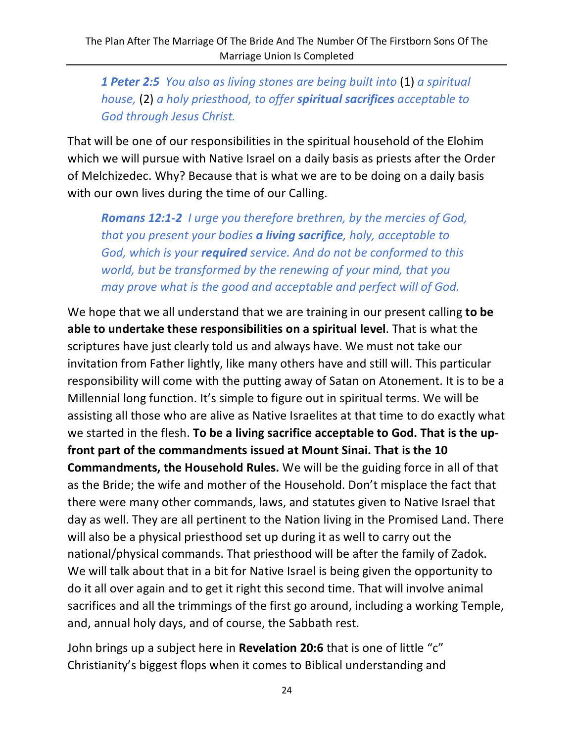> ***1 Peter 2:5*** *You also as living stones are being built into* (1) *a spiritual house,* (2) *a holy priesthood, to offer* ***spiritual sacrifices*** *acceptable to God through Jesus Christ.*

That will be one of our responsibilities in the spiritual household of the Elohim which we will pursue with Native Israel on a daily basis as priests after the Order of Melchizedec. Why? Because that is what we are to be doing on a daily basis with our own lives during the time of our Calling.

> ***Romans 12:1-2*** *I urge you therefore brethren, by the mercies of God, that you present your bodies* ***a living sacrifice****, holy, acceptable to God, which is your* ***required*** *service. And do not be conformed to this world, but be transformed by the renewing of your mind, that you may prove what is the good and acceptable and perfect will of God.*

We hope that we all understand that we are training in our present calling **to be able to undertake these responsibilities on a spiritual level**. That is what the scriptures have just clearly told us and always have. We must not take our invitation from Father lightly, like many others have and still will. This particular responsibility will come with the putting away of Satan on Atonement. It is to be a Millennial long function. It's simple to figure out in spiritual terms. We will be assisting all those who are alive as Native Israelites at that time to do exactly what we started in the flesh. **To be a living sacrifice acceptable to God. That is the up-front part of the commandments issued at Mount Sinai. That is the 10 Commandments, the Household Rules.** We will be the guiding force in all of that as the Bride; the wife and mother of the Household. Don't misplace the fact that there were many other commands, laws, and statutes given to Native Israel that day as well. They are all pertinent to the Nation living in the Promised Land. There will also be a physical priesthood set up during it as well to carry out the national/physical commands. That priesthood will be after the family of Zadok. We will talk about that in a bit for Native Israel is being given the opportunity to do it all over again and to get it right this second time. That will involve animal sacrifices and all the trimmings of the first go around, including a working Temple, and, annual holy days, and of course, the Sabbath rest.

John brings up a subject here in **Revelation 20:6** that is one of little "c" Christianity's biggest flops when it comes to Biblical understanding and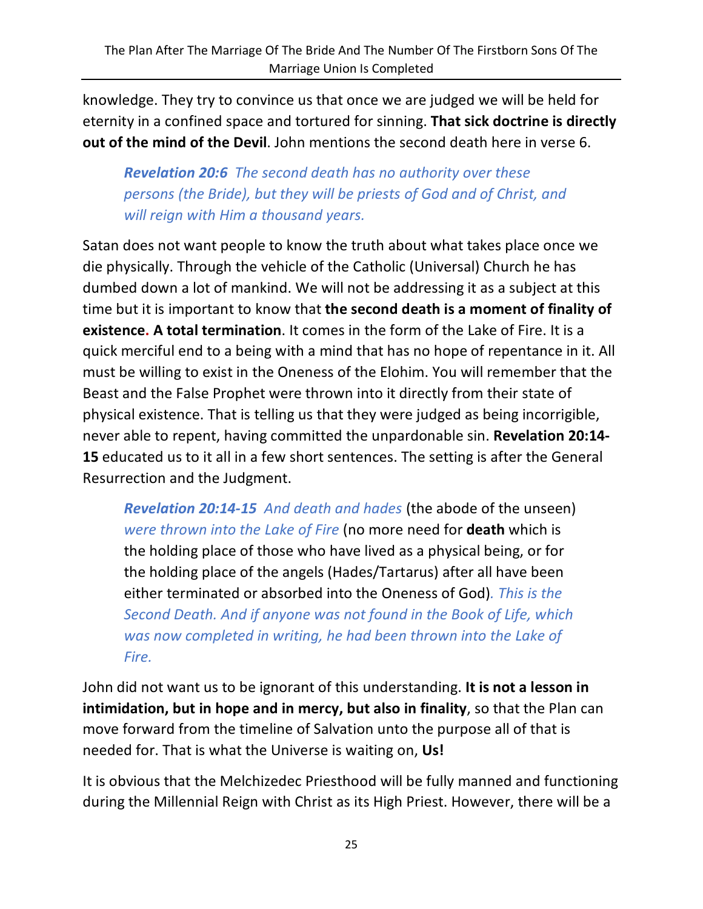knowledge. They try to convince us that once we are judged we will be held for eternity in a confined space and tortured for sinning. **That sick doctrine is directly out of the mind of the Devil**. John mentions the second death here in verse 6.

> ***Revelation 20:6*** *The second death has no authority over these persons (the Bride), but they will be priests of God and of Christ, and will reign with Him a thousand years.*

Satan does not want people to know the truth about what takes place once we die physically. Through the vehicle of the Catholic (Universal) Church he has dumbed down a lot of mankind. We will not be addressing it as a subject at this time but it is important to know that **the second death is a moment of finality of existence. A total termination**. It comes in the form of the Lake of Fire. It is a quick merciful end to a being with a mind that has no hope of repentance in it. All must be willing to exist in the Oneness of the Elohim. You will remember that the Beast and the False Prophet were thrown into it directly from their state of physical existence. That is telling us that they were judged as being incorrigible, never able to repent, having committed the unpardonable sin. **Revelation 20:14-15** educated us to it all in a few short sentences. The setting is after the General Resurrection and the Judgment.

> ***Revelation 20:14-15*** *And death and hades* (the abode of the unseen) *were thrown into the Lake of Fire* (no more need for **death** which is the holding place of those who have lived as a physical being, or for the holding place of the angels (Hades/Tartarus) after all have been either terminated or absorbed into the Oneness of God)*. This is the Second Death. And if anyone was not found in the Book of Life, which was now completed in writing, he had been thrown into the Lake of Fire.*

John did not want us to be ignorant of this understanding. **It is not a lesson in intimidation, but in hope and in mercy, but also in finality**, so that the Plan can move forward from the timeline of Salvation unto the purpose all of that is needed for. That is what the Universe is waiting on, **Us!**

It is obvious that the Melchizedec Priesthood will be fully manned and functioning during the Millennial Reign with Christ as its High Priest. However, there will be a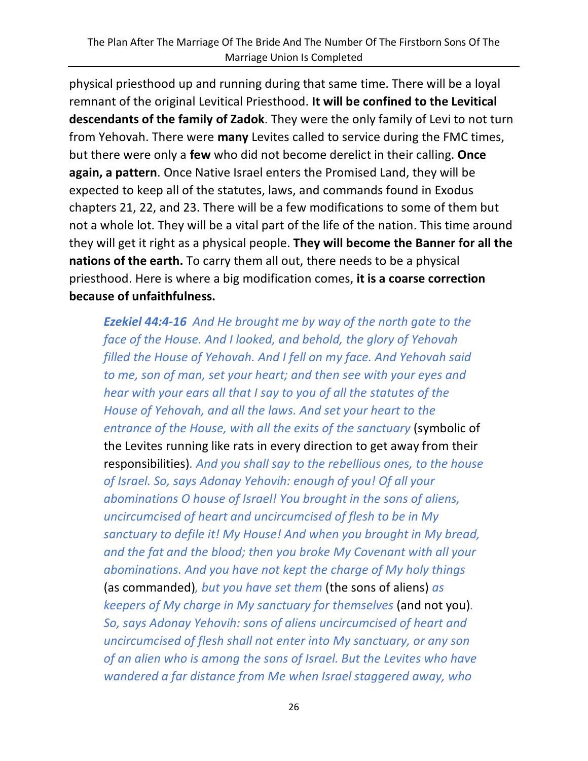physical priesthood up and running during that same time. There will be a loyal remnant of the original Levitical Priesthood. **It will be confined to the Levitical descendants of the family of Zadok**. They were the only family of Levi to not turn from Yehovah. There were **many** Levites called to service during the FMC times, but there were only a **few** who did not become derelict in their calling. **Once again, a pattern**. Once Native Israel enters the Promised Land, they will be expected to keep all of the statutes, laws, and commands found in Exodus chapters 21, 22, and 23. There will be a few modifications to some of them but not a whole lot. They will be a vital part of the life of the nation. This time around they will get it right as a physical people. **They will become the Banner for all the nations of the earth.** To carry them all out, there needs to be a physical priesthood. Here is where a big modification comes, **it is a coarse correction because of unfaithfulness.**

> ***Ezekiel 44:4-16*** *And He brought me by way of the north gate to the face of the House. And I looked, and behold, the glory of Yehovah filled the House of Yehovah. And I fell on my face. And Yehovah said to me, son of man, set your heart; and then see with your eyes and hear with your ears all that I say to you of all the statutes of the House of Yehovah, and all the laws. And set your heart to the entrance of the House, with all the exits of the sanctuary* (symbolic of the Levites running like rats in every direction to get away from their responsibilities)*. And you shall say to the rebellious ones, to the house of Israel. So, says Adonay Yehovih: enough of you! Of all your abominations O house of Israel! You brought in the sons of aliens, uncircumcised of heart and uncircumcised of flesh to be in My sanctuary to defile it! My House! And when you brought in My bread, and the fat and the blood; then you broke My Covenant with all your abominations. And you have not kept the charge of My holy things* (as commanded)*, but you have set them* (the sons of aliens) *as keepers of My charge in My sanctuary for themselves* (and not you)*. So, says Adonay Yehovih: sons of aliens uncircumcised of heart and uncircumcised of flesh shall not enter into My sanctuary, or any son of an alien who is among the sons of Israel. But the Levites who have wandered a far distance from Me when Israel staggered away, who*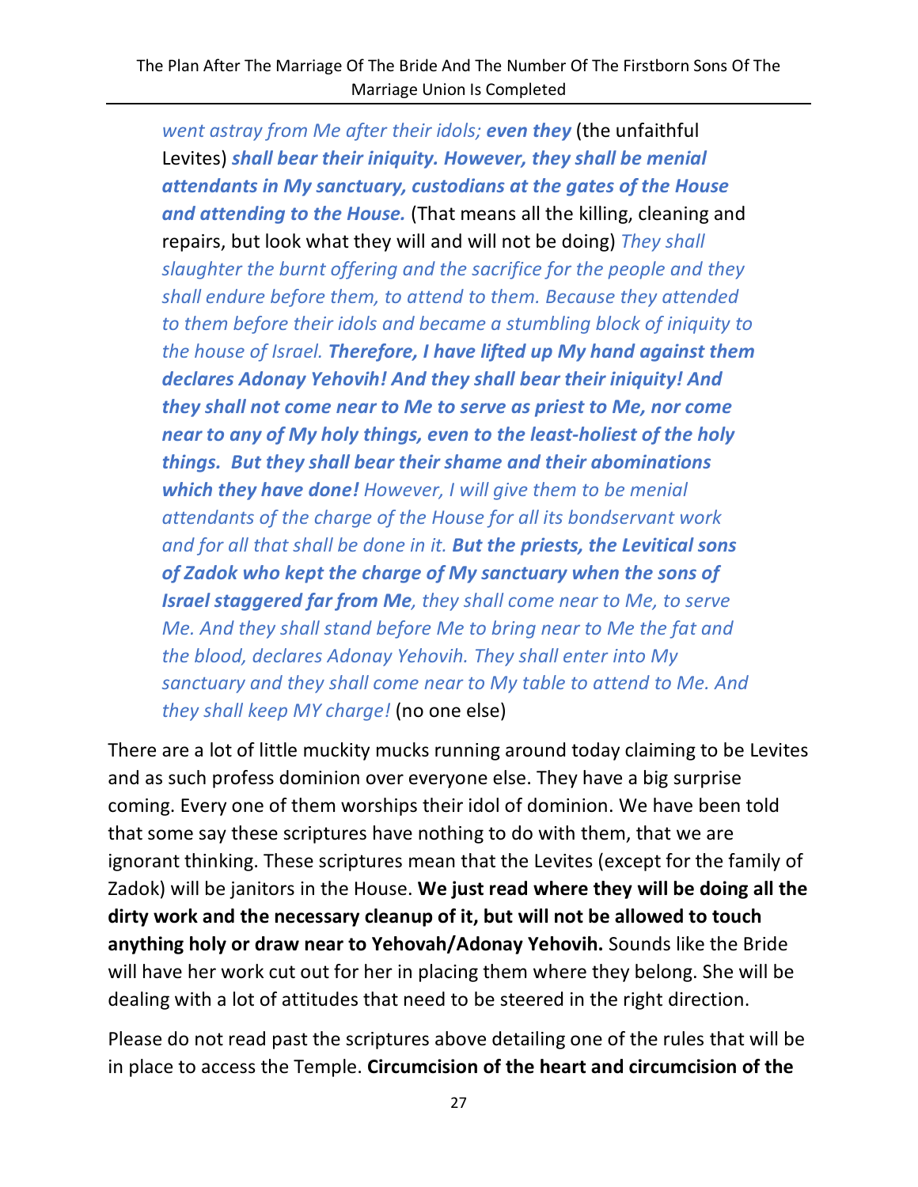*went astray from Me after their idols;* ***even they*** (the unfaithful Levites) ***shall bear their iniquity. However, they shall be menial attendants in My sanctuary, custodians at the gates of the House and attending to the House.*** (That means all the killing, cleaning and repairs, but look what they will and will not be doing) *They shall slaughter the burnt offering and the sacrifice for the people and they shall endure before them, to attend to them. Because they attended to them before their idols and became a stumbling block of iniquity to the house of Israel.* ***Therefore, I have lifted up My hand against them declares Adonay Yehovih! And they shall bear their iniquity! And they shall not come near to Me to serve as priest to Me, nor come near to any of My holy things, even to the least-holiest of the holy things. But they shall bear their shame and their abominations which they have done!*** *However, I will give them to be menial attendants of the charge of the House for all its bondservant work and for all that shall be done in it.* ***But the priests, the Levitical sons of Zadok who kept the charge of My sanctuary when the sons of Israel staggered far from Me****, they shall come near to Me, to serve Me. And they shall stand before Me to bring near to Me the fat and the blood, declares Adonay Yehovih. They shall enter into My sanctuary and they shall come near to My table to attend to Me. And they shall keep MY charge!* (no one else)

There are a lot of little muckity mucks running around today claiming to be Levites and as such profess dominion over everyone else. They have a big surprise coming. Every one of them worships their idol of dominion. We have been told that some say these scriptures have nothing to do with them, that we are ignorant thinking. These scriptures mean that the Levites (except for the family of Zadok) will be janitors in the House. **We just read where they will be doing all the dirty work and the necessary cleanup of it, but will not be allowed to touch anything holy or draw near to Yehovah/Adonay Yehovih.** Sounds like the Bride will have her work cut out for her in placing them where they belong. She will be dealing with a lot of attitudes that need to be steered in the right direction.

Please do not read past the scriptures above detailing one of the rules that will be in place to access the Temple. **Circumcision of the heart and circumcision of the**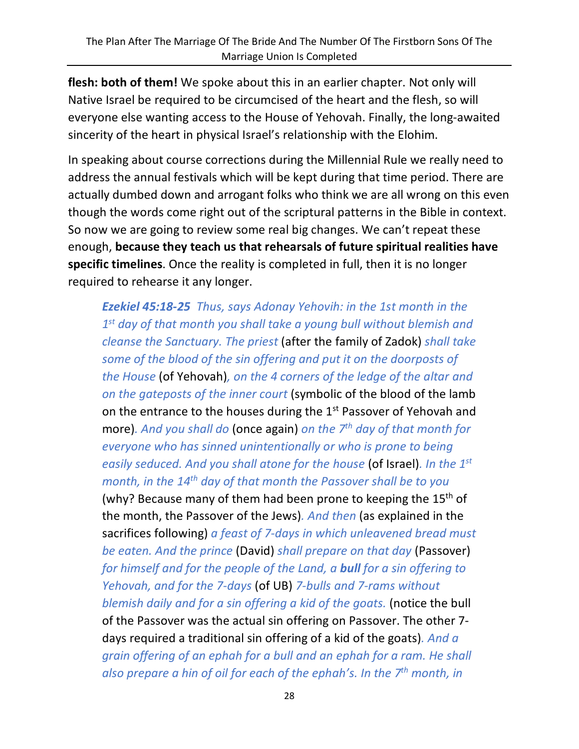**flesh: both of them!** We spoke about this in an earlier chapter. Not only will Native Israel be required to be circumcised of the heart and the flesh, so will everyone else wanting access to the House of Yehovah. Finally, the long-awaited sincerity of the heart in physical Israel's relationship with the Elohim.

In speaking about course corrections during the Millennial Rule we really need to address the annual festivals which will be kept during that time period. There are actually dumbed down and arrogant folks who think we are all wrong on this even though the words come right out of the scriptural patterns in the Bible in context. So now we are going to review some real big changes. We can't repeat these enough, **because they teach us that rehearsals of future spiritual realities have specific timelines**. Once the reality is completed in full, then it is no longer required to rehearse it any longer.

> ***Ezekiel 45:18-25*** *Thus, says Adonay Yehovih: in the 1st month in the 1st day of that month you shall take a young bull without blemish and cleanse the Sanctuary. The priest* (after the family of Zadok) *shall take some of the blood of the sin offering and put it on the doorposts of the House* (of Yehovah)*, on the 4 corners of the ledge of the altar and on the gateposts of the inner court* (symbolic of the blood of the lamb on the entrance to the houses during the 1st Passover of Yehovah and more)*. And you shall do* (once again) *on the 7th day of that month for everyone who has sinned unintentionally or who is prone to being easily seduced. And you shall atone for the house* (of Israel)*. In the 1st month, in the 14th day of that month the Passover shall be to you* (why? Because many of them had been prone to keeping the 15th of the month, the Passover of the Jews)*. And then* (as explained in the sacrifices following) *a feast of 7-days in which unleavened bread must be eaten. And the prince* (David) *shall prepare on that day* (Passover) *for himself and for the people of the Land, a* ***bull*** *for a sin offering to Yehovah, and for the 7-days* (of UB) *7-bulls and 7-rams without blemish daily and for a sin offering a kid of the goats.* (notice the bull of the Passover was the actual sin offering on Passover. The other 7-days required a traditional sin offering of a kid of the goats)*. And a grain offering of an ephah for a bull and an ephah for a ram. He shall also prepare a hin of oil for each of the ephah's. In the 7th month, in*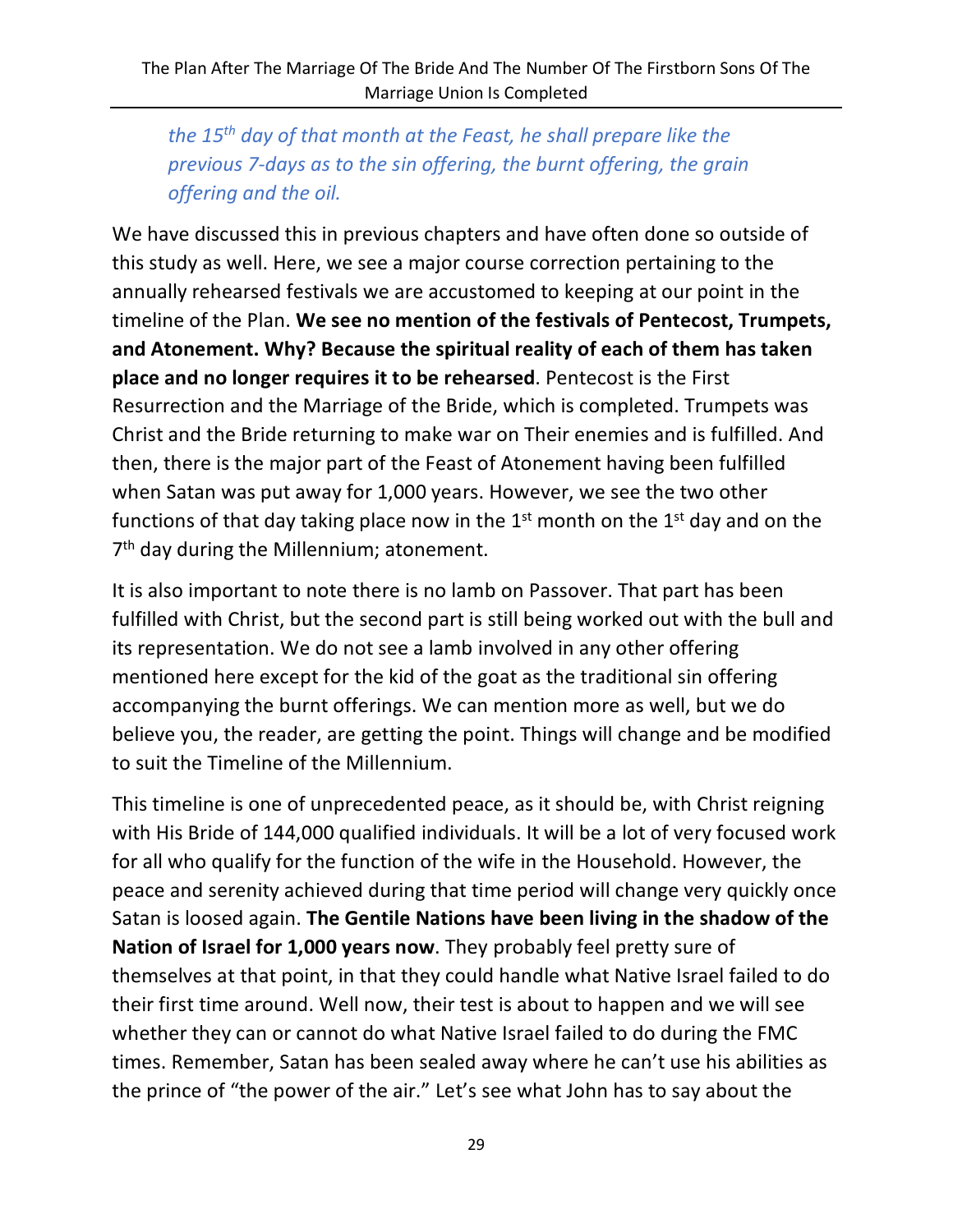*the 15th day of that month at the Feast, he shall prepare like the previous 7-days as to the sin offering, the burnt offering, the grain offering and the oil.*

We have discussed this in previous chapters and have often done so outside of this study as well. Here, we see a major course correction pertaining to the annually rehearsed festivals we are accustomed to keeping at our point in the timeline of the Plan. **We see no mention of the festivals of Pentecost, Trumpets, and Atonement. Why? Because the spiritual reality of each of them has taken place and no longer requires it to be rehearsed**. Pentecost is the First Resurrection and the Marriage of the Bride, which is completed. Trumpets was Christ and the Bride returning to make war on Their enemies and is fulfilled. And then, there is the major part of the Feast of Atonement having been fulfilled when Satan was put away for 1,000 years. However, we see the two other functions of that day taking place now in the 1st month on the 1st day and on the 7th day during the Millennium; atonement.

It is also important to note there is no lamb on Passover. That part has been fulfilled with Christ, but the second part is still being worked out with the bull and its representation. We do not see a lamb involved in any other offering mentioned here except for the kid of the goat as the traditional sin offering accompanying the burnt offerings. We can mention more as well, but we do believe you, the reader, are getting the point. Things will change and be modified to suit the Timeline of the Millennium.

This timeline is one of unprecedented peace, as it should be, with Christ reigning with His Bride of 144,000 qualified individuals. It will be a lot of very focused work for all who qualify for the function of the wife in the Household. However, the peace and serenity achieved during that time period will change very quickly once Satan is loosed again. **The Gentile Nations have been living in the shadow of the Nation of Israel for 1,000 years now**. They probably feel pretty sure of themselves at that point, in that they could handle what Native Israel failed to do their first time around. Well now, their test is about to happen and we will see whether they can or cannot do what Native Israel failed to do during the FMC times. Remember, Satan has been sealed away where he can't use his abilities as the prince of "the power of the air." Let's see what John has to say about the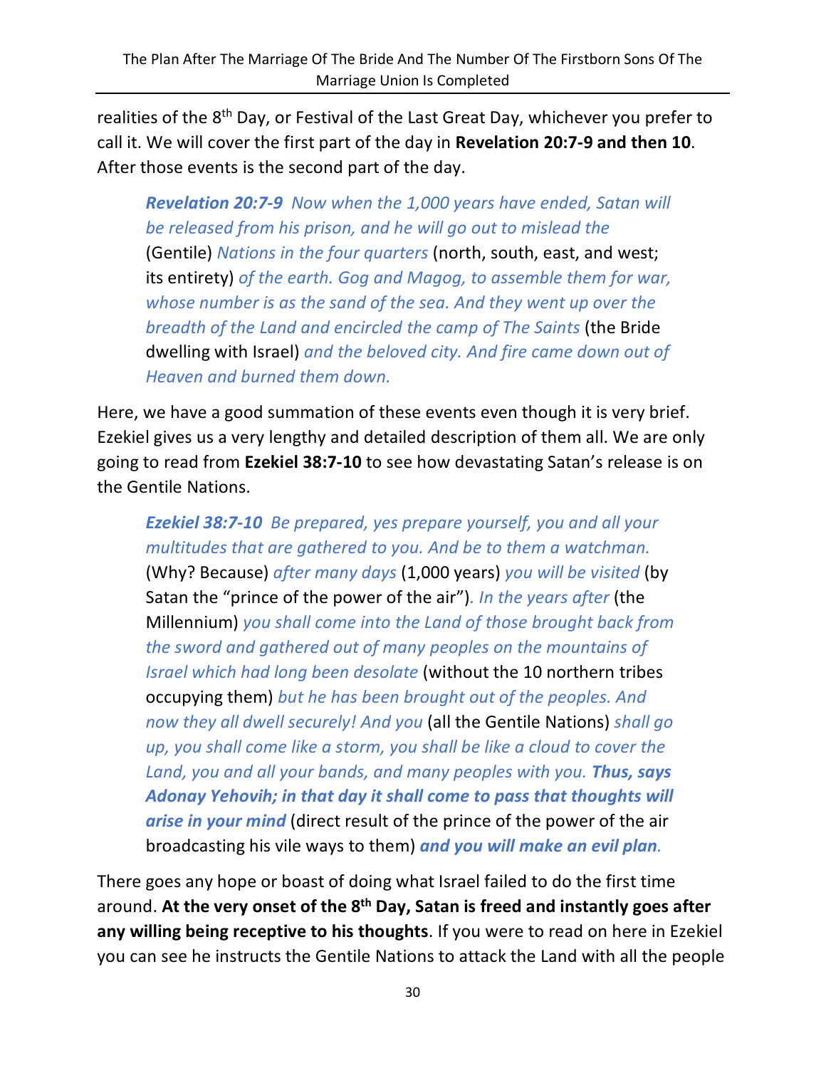realities of the 8th Day, or Festival of the Last Great Day, whichever you prefer to call it. We will cover the first part of the day in **Revelation 20:7-9 and then 10**. After those events is the second part of the day.

> ***Revelation 20:7-9*** *Now when the 1,000 years have ended, Satan will be released from his prison, and he will go out to mislead the* (Gentile) *Nations in the four quarters* (north, south, east, and west; its entirety) *of the earth. Gog and Magog, to assemble them for war, whose number is as the sand of the sea. And they went up over the breadth of the Land and encircled the camp of The Saints* (the Bride dwelling with Israel) *and the beloved city. And fire came down out of Heaven and burned them down.*

Here, we have a good summation of these events even though it is very brief. Ezekiel gives us a very lengthy and detailed description of them all. We are only going to read from **Ezekiel 38:7-10** to see how devastating Satan's release is on the Gentile Nations.

> ***Ezekiel 38:7-10*** *Be prepared, yes prepare yourself, you and all your multitudes that are gathered to you. And be to them a watchman.* (Why? Because) *after many days* (1,000 years) *you will be visited* (by Satan the "prince of the power of the air")*. In the years after* (the Millennium) *you shall come into the Land of those brought back from the sword and gathered out of many peoples on the mountains of Israel which had long been desolate* (without the 10 northern tribes occupying them) *but he has been brought out of the peoples. And now they all dwell securely! And you* (all the Gentile Nations) *shall go up, you shall come like a storm, you shall be like a cloud to cover the Land, you and all your bands, and many peoples with you.* ***Thus, says Adonay Yehovih; in that day it shall come to pass that thoughts will arise in your mind*** (direct result of the prince of the power of the air broadcasting his vile ways to them) ***and you will make an evil plan****.*

There goes any hope or boast of doing what Israel failed to do the first time around. **At the very onset of the 8th Day, Satan is freed and instantly goes after any willing being receptive to his thoughts**. If you were to read on here in Ezekiel you can see he instructs the Gentile Nations to attack the Land with all the people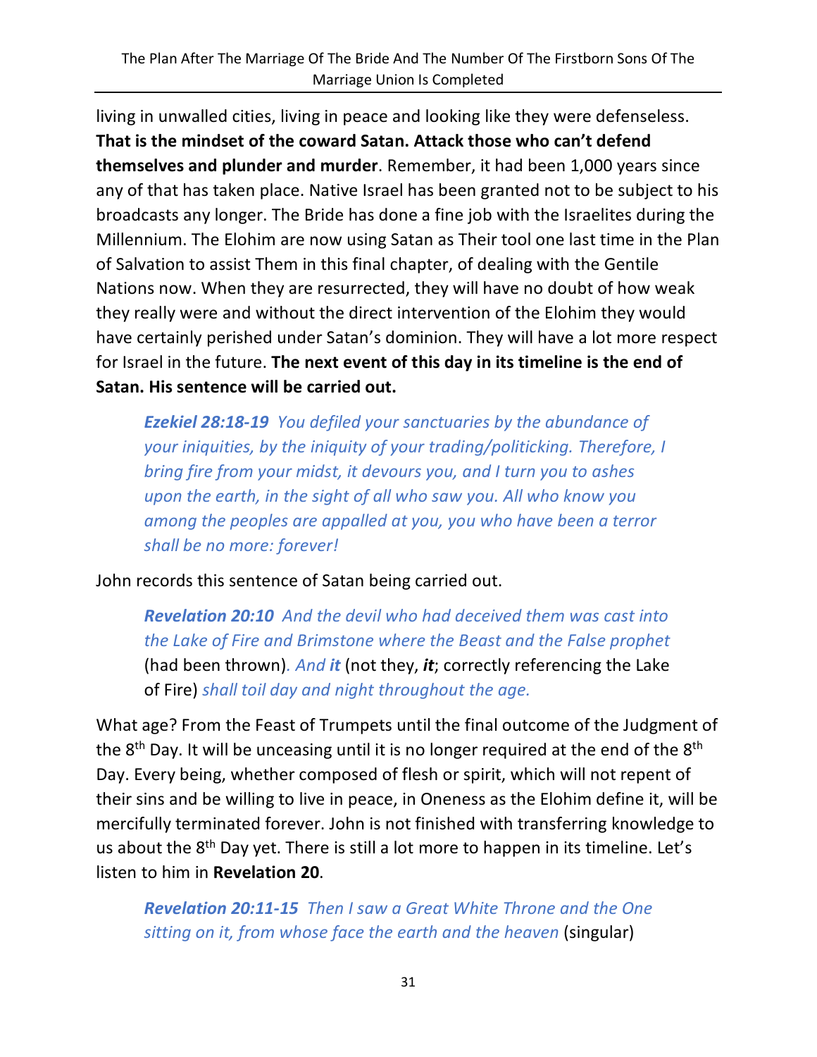living in unwalled cities, living in peace and looking like they were defenseless. **That is the mindset of the coward Satan. Attack those who can't defend themselves and plunder and murder**. Remember, it had been 1,000 years since any of that has taken place. Native Israel has been granted not to be subject to his broadcasts any longer. The Bride has done a fine job with the Israelites during the Millennium. The Elohim are now using Satan as Their tool one last time in the Plan of Salvation to assist Them in this final chapter, of dealing with the Gentile Nations now. When they are resurrected, they will have no doubt of how weak they really were and without the direct intervention of the Elohim they would have certainly perished under Satan's dominion. They will have a lot more respect for Israel in the future. **The next event of this day in its timeline is the end of Satan. His sentence will be carried out.**

> ***Ezekiel 28:18-19*** *You defiled your sanctuaries by the abundance of your iniquities, by the iniquity of your trading/politicking. Therefore, I bring fire from your midst, it devours you, and I turn you to ashes upon the earth, in the sight of all who saw you. All who know you among the peoples are appalled at you, you who have been a terror shall be no more: forever!*

John records this sentence of Satan being carried out.

> ***Revelation 20:10*** *And the devil who had deceived them was cast into the Lake of Fire and Brimstone where the Beast and the False prophet* (had been thrown)*. And **it*** (not they, ***it***; correctly referencing the Lake of Fire) *shall toil day and night throughout the age.*

What age? From the Feast of Trumpets until the final outcome of the Judgment of the 8th Day. It will be unceasing until it is no longer required at the end of the 8th Day. Every being, whether composed of flesh or spirit, which will not repent of their sins and be willing to live in peace, in Oneness as the Elohim define it, will be mercifully terminated forever. John is not finished with transferring knowledge to us about the 8th Day yet. There is still a lot more to happen in its timeline. Let's listen to him in **Revelation 20**.

> ***Revelation 20:11-15*** *Then I saw a Great White Throne and the One sitting on it, from whose face the earth and the heaven* (singular)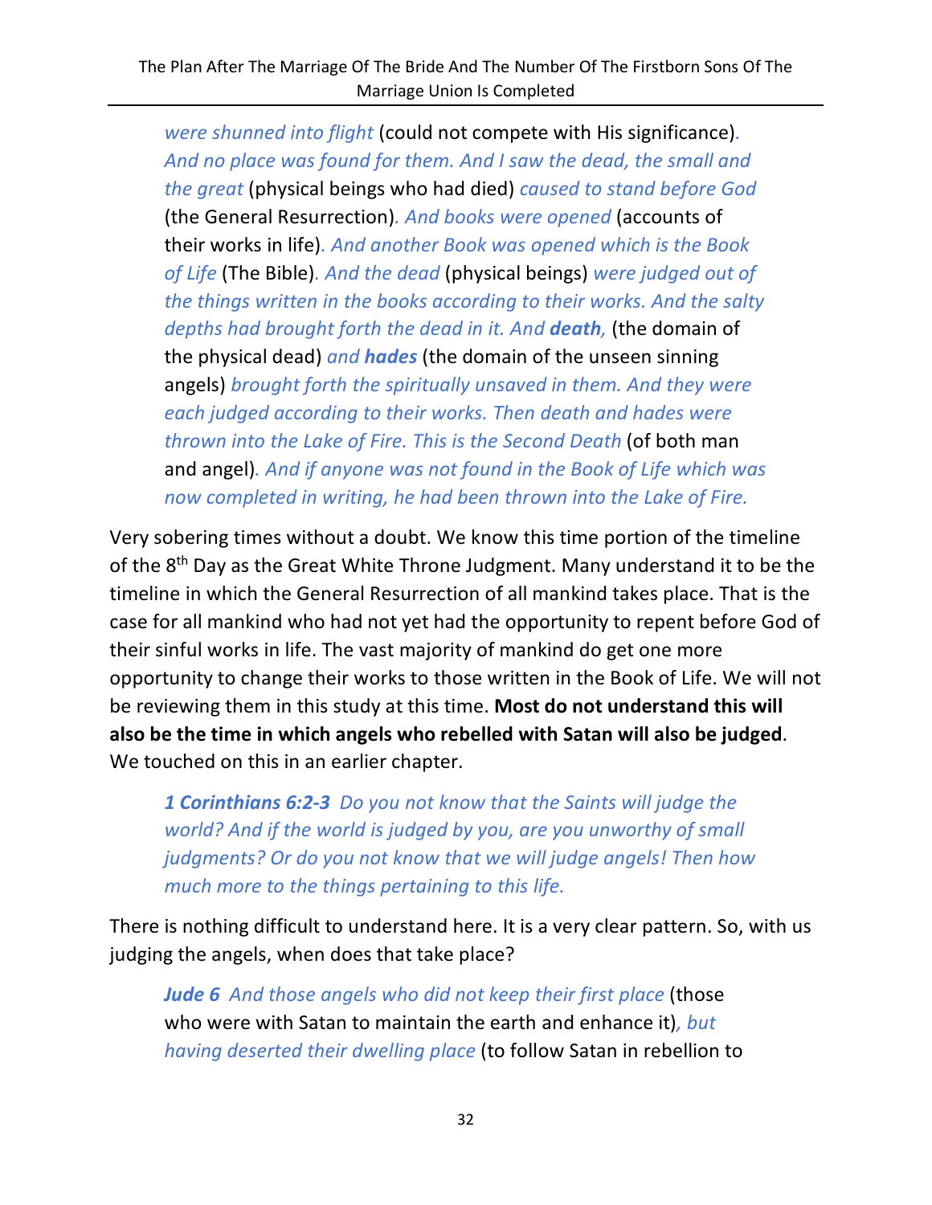*were shunned into flight* (could not compete with His significance)*. And no place was found for them. And I saw the dead, the small and the great* (physical beings who had died) *caused to stand before God* (the General Resurrection)*. And books were opened* (accounts of their works in life)*. And another Book was opened which is the Book of Life* (The Bible)*. And the dead* (physical beings) *were judged out of the things written in the books according to their works. And the salty depths had brought forth the dead in it. And **death**,* (the domain of the physical dead) *and **hades*** (the domain of the unseen sinning angels) *brought forth the spiritually unsaved in them. And they were each judged according to their works. Then death and hades were thrown into the Lake of Fire. This is the Second Death* (of both man and angel)*. And if anyone was not found in the Book of Life which was now completed in writing, he had been thrown into the Lake of Fire.*

Very sobering times without a doubt. We know this time portion of the timeline of the 8th Day as the Great White Throne Judgment. Many understand it to be the timeline in which the General Resurrection of all mankind takes place. That is the case for all mankind who had not yet had the opportunity to repent before God of their sinful works in life. The vast majority of mankind do get one more opportunity to change their works to those written in the Book of Life. We will not be reviewing them in this study at this time. **Most do not understand this will also be the time in which angels who rebelled with Satan will also be judged**. We touched on this in an earlier chapter.

***1 Corinthians 6:2-3*** *Do you not know that the Saints will judge the world? And if the world is judged by you, are you unworthy of small judgments? Or do you not know that we will judge angels! Then how much more to the things pertaining to this life.*

There is nothing difficult to understand here. It is a very clear pattern. So, with us judging the angels, when does that take place?

***Jude 6*** *And those angels who did not keep their first place* (those who were with Satan to maintain the earth and enhance it)*, but having deserted their dwelling place* (to follow Satan in rebellion to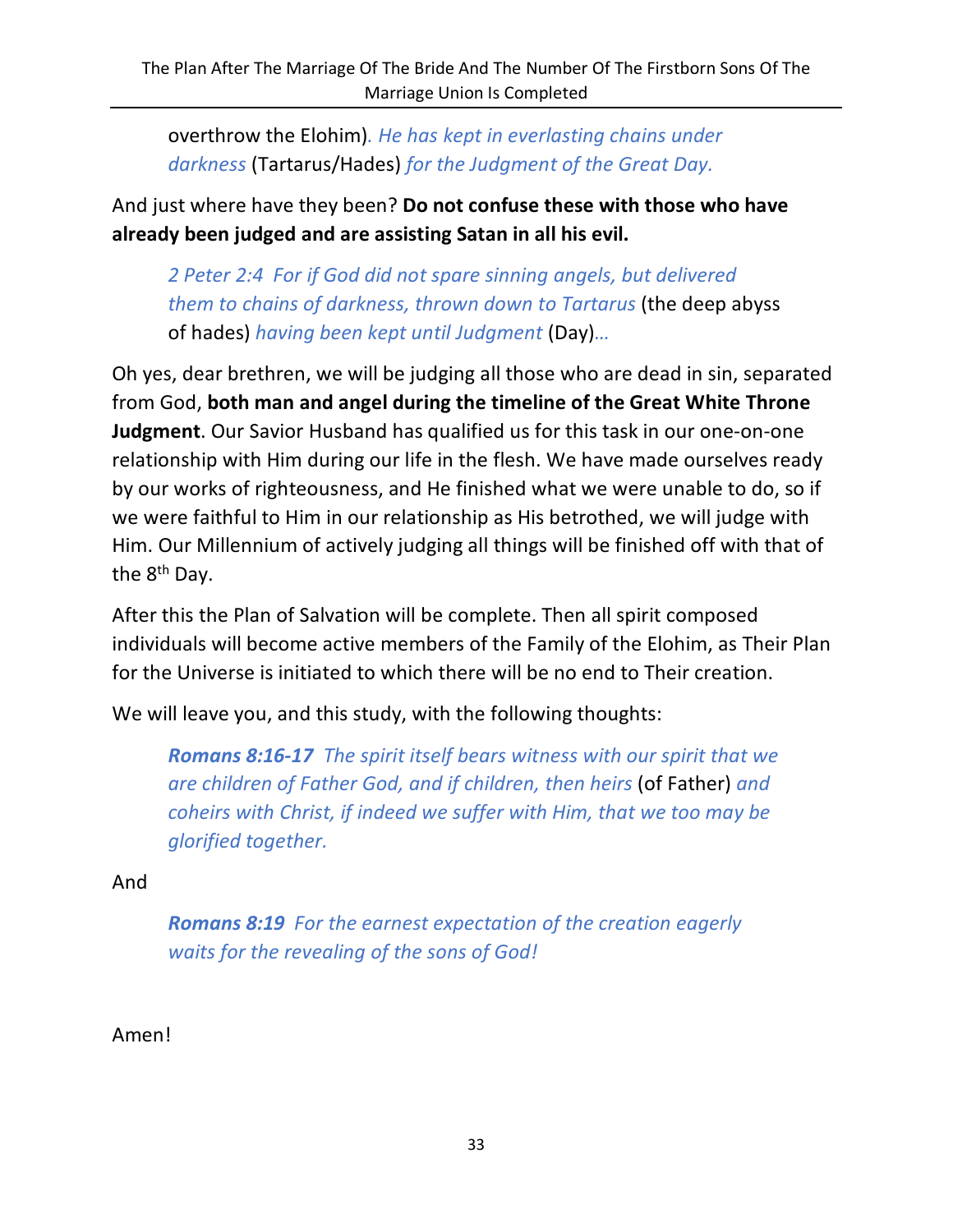overthrow the Elohim). *He has kept in everlasting chains under darkness* (Tartarus/Hades) *for the Judgment of the Great Day.*

And just where have they been? **Do not confuse these with those who have already been judged and are assisting Satan in all his evil.**

> *2 Peter 2:4 For if God did not spare sinning angels, but delivered them to chains of darkness, thrown down to Tartarus* (the deep abyss of hades) *having been kept until Judgment* (Day)*…*

Oh yes, dear brethren, we will be judging all those who are dead in sin, separated from God, **both man and angel during the timeline of the Great White Throne Judgment**. Our Savior Husband has qualified us for this task in our one-on-one relationship with Him during our life in the flesh. We have made ourselves ready by our works of righteousness, and He finished what we were unable to do, so if we were faithful to Him in our relationship as His betrothed, we will judge with Him. Our Millennium of actively judging all things will be finished off with that of the 8th Day.

After this the Plan of Salvation will be complete. Then all spirit composed individuals will become active members of the Family of the Elohim, as Their Plan for the Universe is initiated to which there will be no end to Their creation.

We will leave you, and this study, with the following thoughts:

> ***Romans 8:16-17*** *The spirit itself bears witness with our spirit that we are children of Father God, and if children, then heirs* (of Father) *and coheirs with Christ, if indeed we suffer with Him, that we too may be glorified together.*

And

> ***Romans 8:19*** *For the earnest expectation of the creation eagerly waits for the revealing of the sons of God!*

Amen!